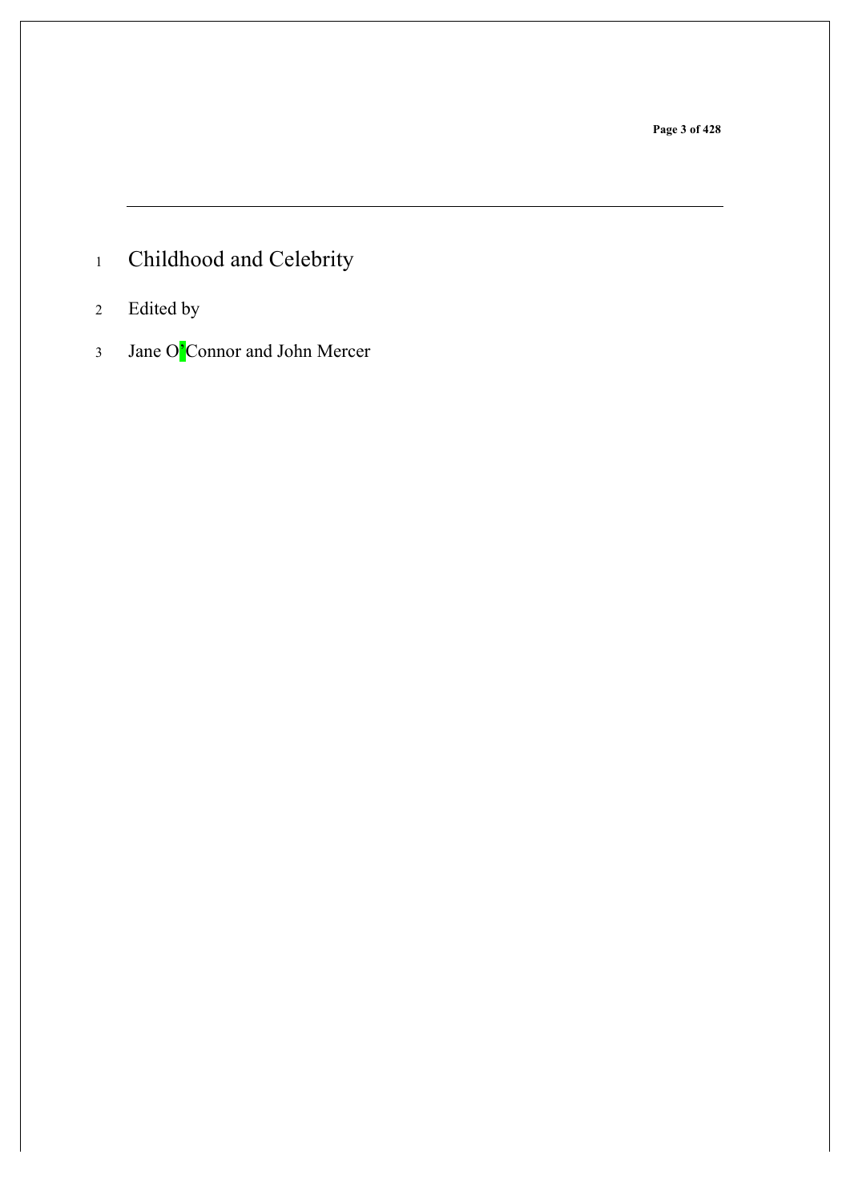# Childhood and Celebrity

Edited by

Jane O'Connor and John Mercer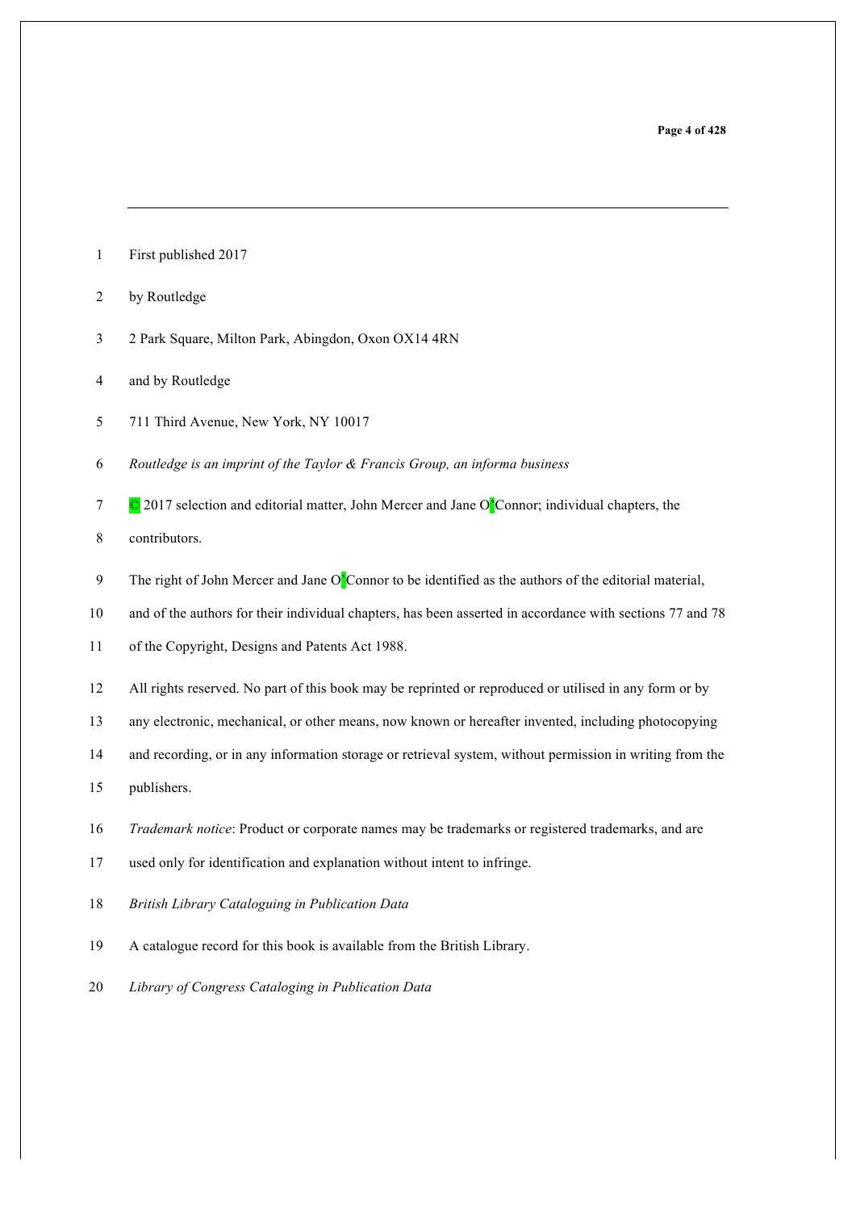First published 2017

by Routledge

2 Park Square, Milton Park, Abingdon, Oxon OX14 4RN

and by Routledge

711 Third Avenue, New York, NY 10017

*Routledge is an imprint of the Taylor & Francis Group, an informa business*

© 2017 selection and editorial matter, John Mercer and Jane O'Connor; individual chapters, the contributors.

The right of John Mercer and Jane O'Connor to be identified as the authors of the editorial material, and of the authors for their individual chapters, has been asserted in accordance with sections 77 and 78 of the Copyright, Designs and Patents Act 1988.

All rights reserved. No part of this book may be reprinted or reproduced or utilised in any form or by any electronic, mechanical, or other means, now known or hereafter invented, including photocopying and recording, or in any information storage or retrieval system, without permission in writing from the publishers.

*Trademark notice*: Product or corporate names may be trademarks or registered trademarks, and are used only for identification and explanation without intent to infringe.

*British Library Cataloguing in Publication Data*

A catalogue record for this book is available from the British Library.

*Library of Congress Cataloging in Publication Data*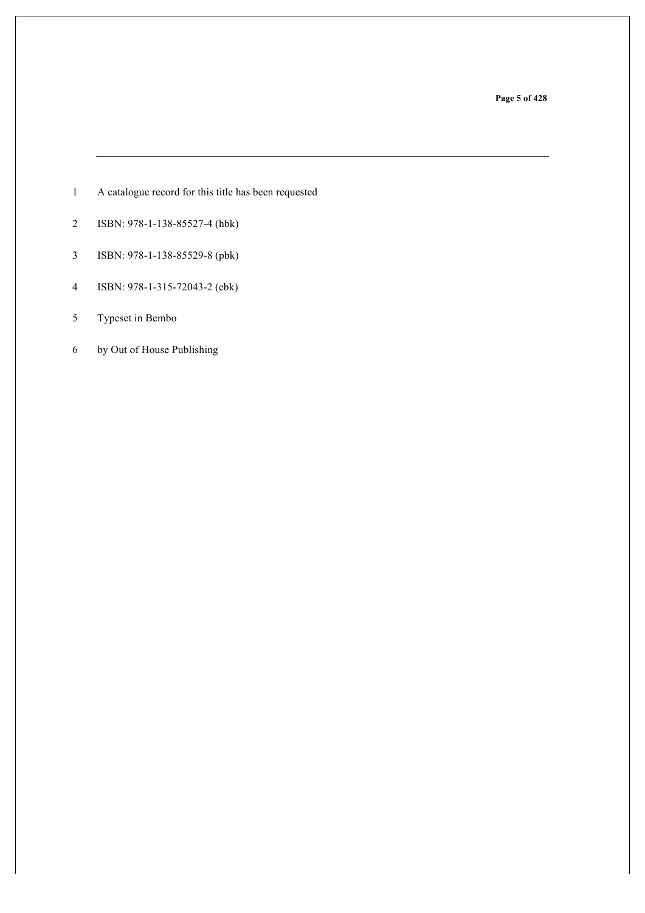A catalogue record for this title has been requested

ISBN: 978-1-138-85527-4 (hbk)

ISBN: 978-1-138-85529-8 (pbk)

ISBN: 978-1-315-72043-2 (ebk)

Typeset in Bembo

by Out of House Publishing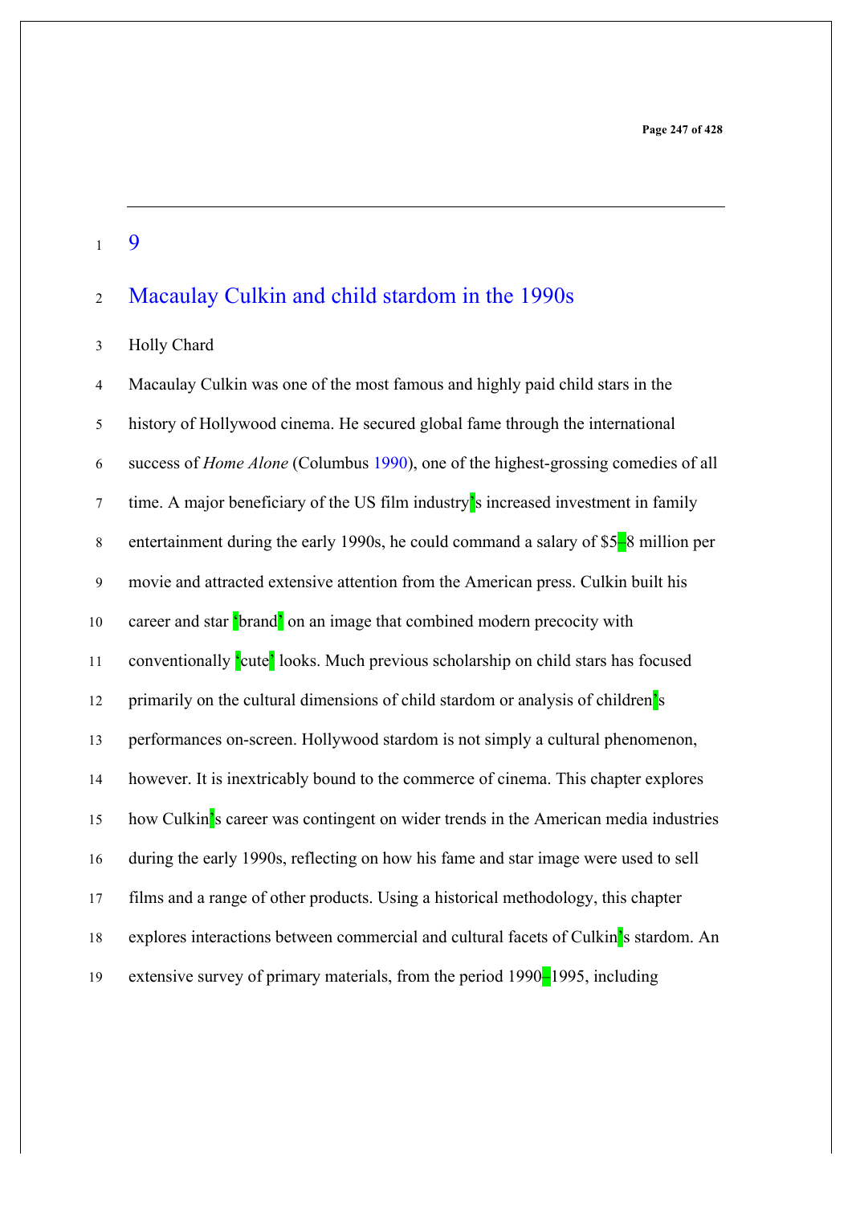# 9

# Macaulay Culkin and child stardom in the 1990s

Holly Chard

Macaulay Culkin was one of the most famous and highly paid child stars in the history of Hollywood cinema. He secured global fame through the international success of *Home Alone* (Columbus 1990), one of the highest-grossing comedies of all time. A major beneficiary of the US film industry's increased investment in family entertainment during the early 1990s, he could command a salary of $5–8 million per movie and attracted extensive attention from the American press. Culkin built his career and star 'brand' on an image that combined modern precocity with conventionally 'cute' looks. Much previous scholarship on child stars has focused primarily on the cultural dimensions of child stardom or analysis of children's performances on-screen. Hollywood stardom is not simply a cultural phenomenon, however. It is inextricably bound to the commerce of cinema. This chapter explores how Culkin's career was contingent on wider trends in the American media industries during the early 1990s, reflecting on how his fame and star image were used to sell films and a range of other products. Using a historical methodology, this chapter explores interactions between commercial and cultural facets of Culkin's stardom. An extensive survey of primary materials, from the period 1990–1995, including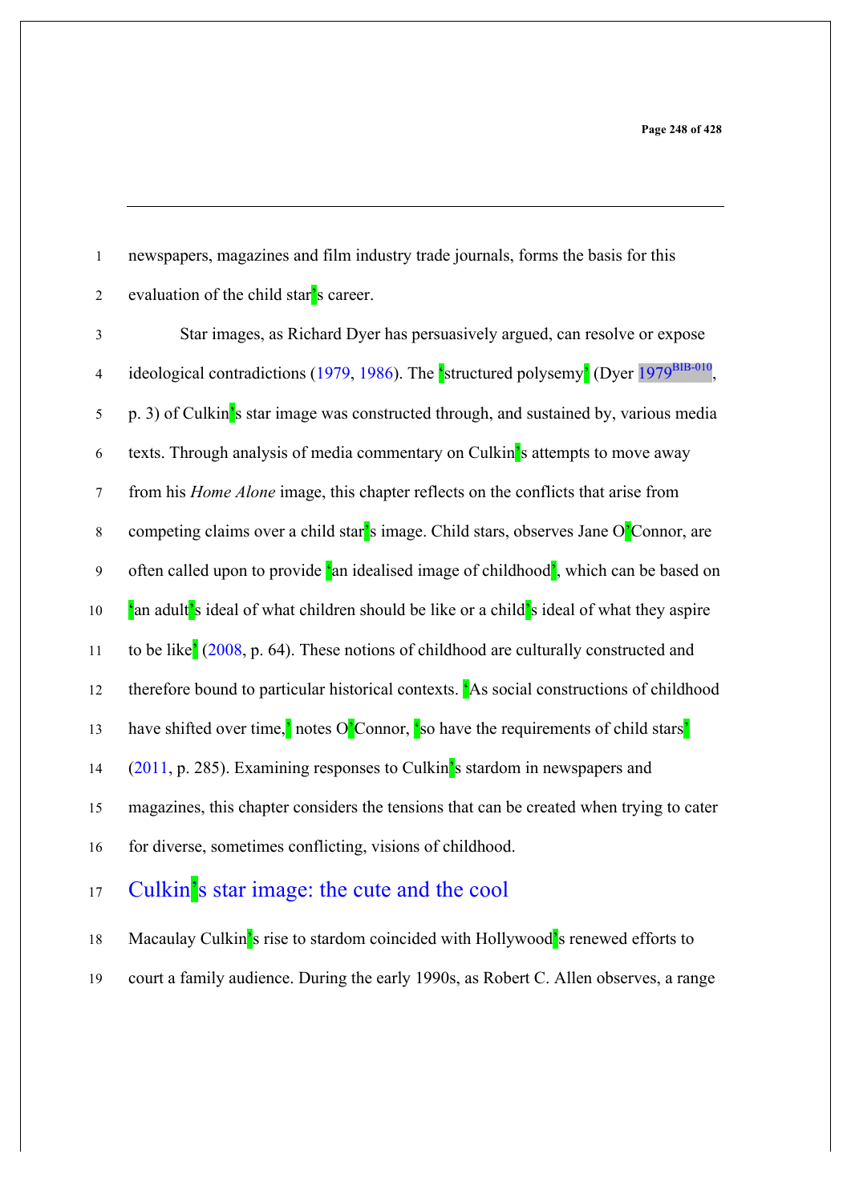newspapers, magazines and film industry trade journals, forms the basis for this evaluation of the child star's career.

Star images, as Richard Dyer has persuasively argued, can resolve or expose ideological contradictions (1979, 1986). The 'structured polysemy' (Dyer 1979, p. 3) of Culkin's star image was constructed through, and sustained by, various media texts. Through analysis of media commentary on Culkin's attempts to move away from his *Home Alone* image, this chapter reflects on the conflicts that arise from competing claims over a child star's image. Child stars, observes Jane O'Connor, are often called upon to provide 'an idealised image of childhood', which can be based on 'an adult's ideal of what children should be like or a child's ideal of what they aspire to be like' (2008, p. 64). These notions of childhood are culturally constructed and therefore bound to particular historical contexts. 'As social constructions of childhood have shifted over time,' notes O'Connor, 'so have the requirements of child stars' (2011, p. 285). Examining responses to Culkin's stardom in newspapers and magazines, this chapter considers the tensions that can be created when trying to cater for diverse, sometimes conflicting, visions of childhood.

## Culkin's star image: the cute and the cool

Macaulay Culkin's rise to stardom coincided with Hollywood's renewed efforts to court a family audience. During the early 1990s, as Robert C. Allen observes, a range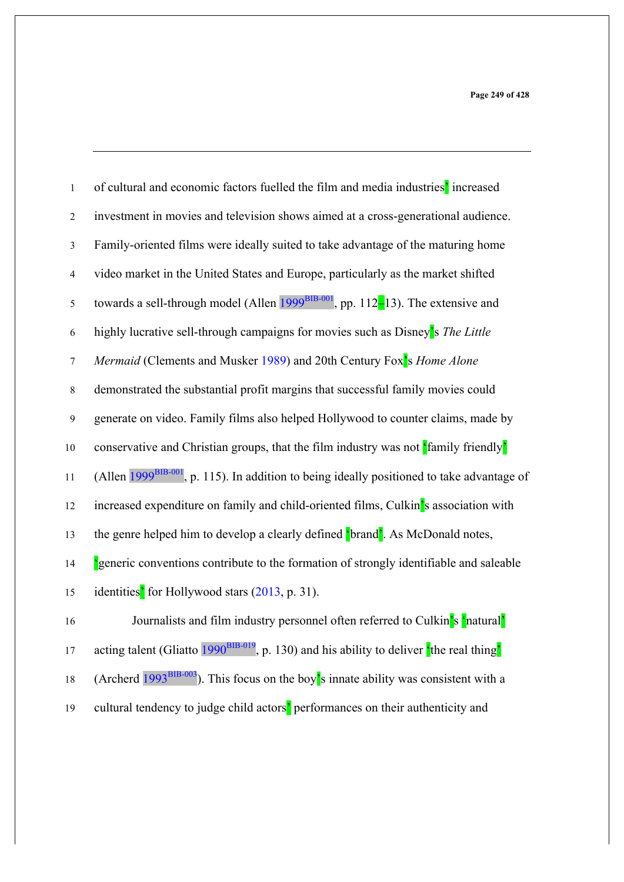of cultural and economic factors fuelled the film and media industries' increased investment in movies and television shows aimed at a cross-generational audience. Family-oriented films were ideally suited to take advantage of the maturing home video market in the United States and Europe, particularly as the market shifted towards a sell-through model (Allen 1999, pp. 112–13). The extensive and highly lucrative sell-through campaigns for movies such as Disney's *The Little Mermaid* (Clements and Musker 1989) and 20th Century Fox's *Home Alone* demonstrated the substantial profit margins that successful family movies could generate on video. Family films also helped Hollywood to counter claims, made by conservative and Christian groups, that the film industry was not 'family friendly' (Allen 1999, p. 115). In addition to being ideally positioned to take advantage of increased expenditure on family and child-oriented films, Culkin's association with the genre helped him to develop a clearly defined 'brand'. As McDonald notes, 'generic conventions contribute to the formation of strongly identifiable and saleable identities' for Hollywood stars (2013, p. 31).

Journalists and film industry personnel often referred to Culkin's 'natural' acting talent (Gliatto 1990, p. 130) and his ability to deliver 'the real thing' (Archerd 1993). This focus on the boy's innate ability was consistent with a cultural tendency to judge child actors' performances on their authenticity and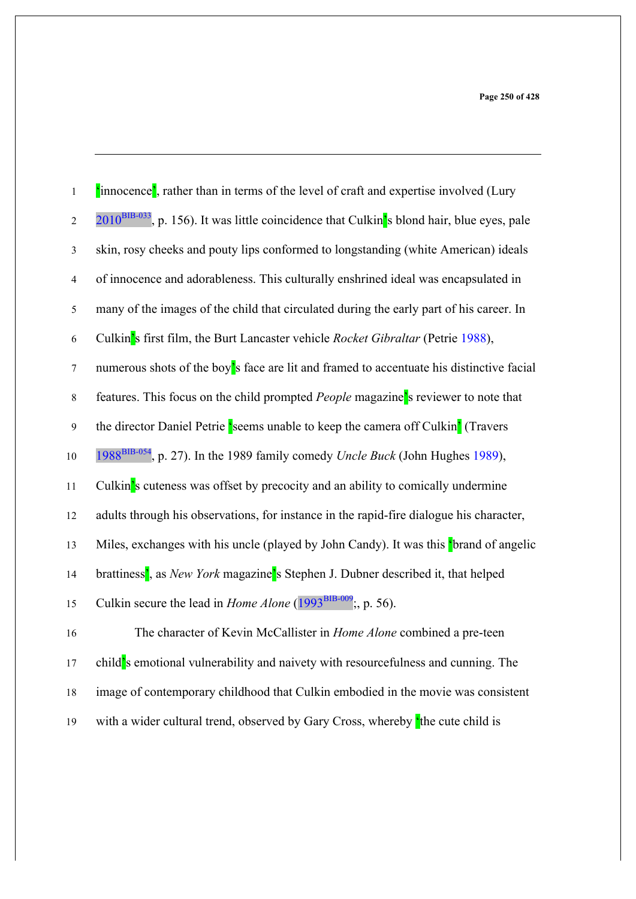'innocence', rather than in terms of the level of craft and expertise involved (Lury 2010, p. 156). It was little coincidence that Culkin's blond hair, blue eyes, pale skin, rosy cheeks and pouty lips conformed to longstanding (white American) ideals of innocence and adorableness. This culturally enshrined ideal was encapsulated in many of the images of the child that circulated during the early part of his career. In Culkin's first film, the Burt Lancaster vehicle *Rocket Gibraltar* (Petrie 1988), numerous shots of the boy's face are lit and framed to accentuate his distinctive facial features. This focus on the child prompted *People* magazine's reviewer to note that the director Daniel Petrie 'seems unable to keep the camera off Culkin' (Travers 1988, p. 27). In the 1989 family comedy *Uncle Buck* (John Hughes 1989), Culkin's cuteness was offset by precocity and an ability to comically undermine adults through his observations, for instance in the rapid-fire dialogue his character, Miles, exchanges with his uncle (played by John Candy). It was this 'brand of angelic brattiness', as *New York* magazine's Stephen J. Dubner described it, that helped Culkin secure the lead in *Home Alone* (1993;, p. 56).

The character of Kevin McCallister in *Home Alone* combined a pre-teen child's emotional vulnerability and naivety with resourcefulness and cunning. The image of contemporary childhood that Culkin embodied in the movie was consistent with a wider cultural trend, observed by Gary Cross, whereby 'the cute child is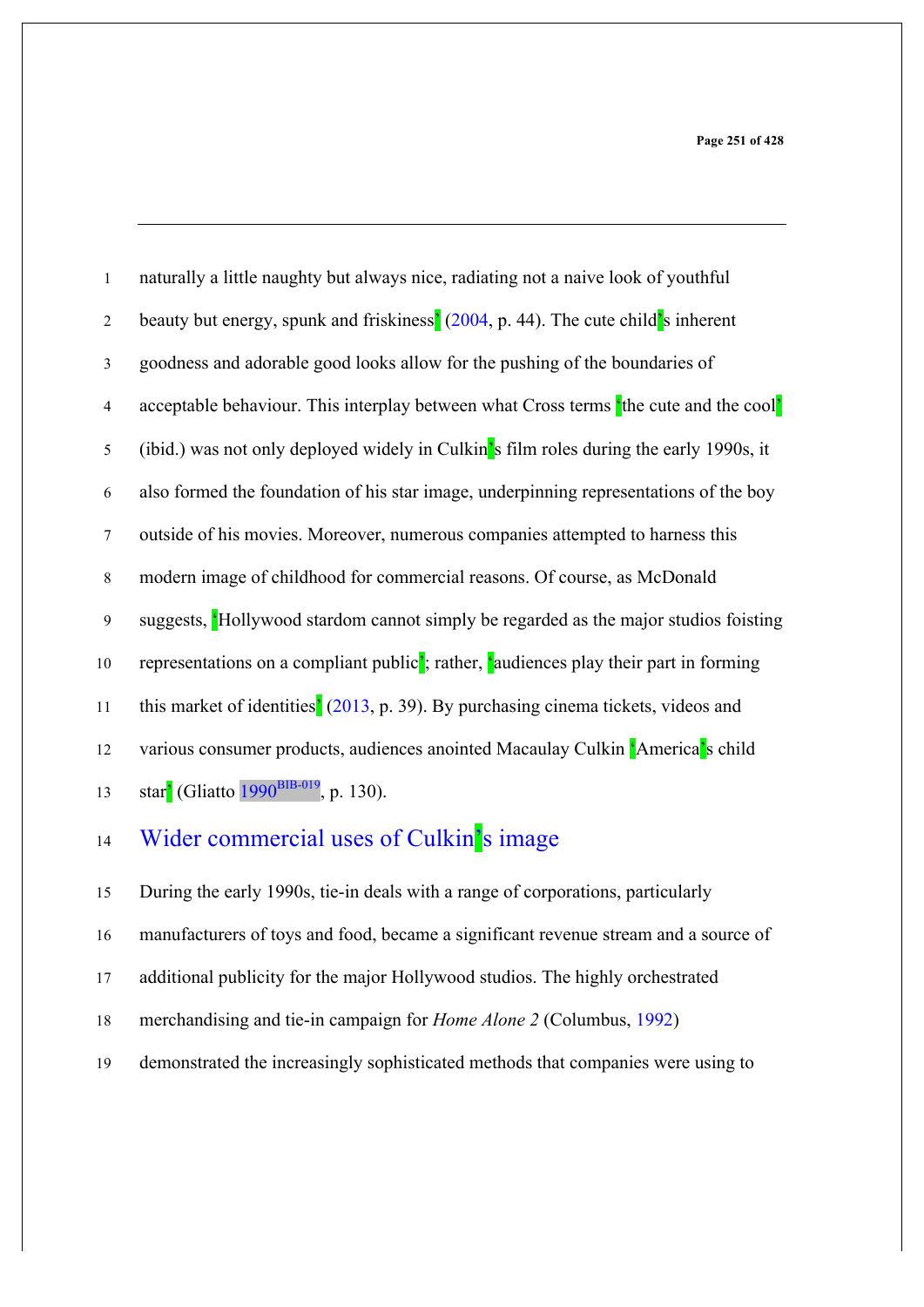naturally a little naughty but always nice, radiating not a naive look of youthful beauty but energy, spunk and friskiness' (2004, p. 44). The cute child's inherent goodness and adorable good looks allow for the pushing of the boundaries of acceptable behaviour. This interplay between what Cross terms 'the cute and the cool' (ibid.) was not only deployed widely in Culkin's film roles during the early 1990s, it also formed the foundation of his star image, underpinning representations of the boy outside of his movies. Moreover, numerous companies attempted to harness this modern image of childhood for commercial reasons. Of course, as McDonald suggests, 'Hollywood stardom cannot simply be regarded as the major studios foisting representations on a compliant public'; rather, 'audiences play their part in forming this market of identities' (2013, p. 39). By purchasing cinema tickets, videos and various consumer products, audiences anointed Macaulay Culkin 'America's child star' (Gliatto 1990, p. 130).

## Wider commercial uses of Culkin's image

During the early 1990s, tie-in deals with a range of corporations, particularly manufacturers of toys and food, became a significant revenue stream and a source of additional publicity for the major Hollywood studios. The highly orchestrated merchandising and tie-in campaign for *Home Alone 2* (Columbus, 1992) demonstrated the increasingly sophisticated methods that companies were using to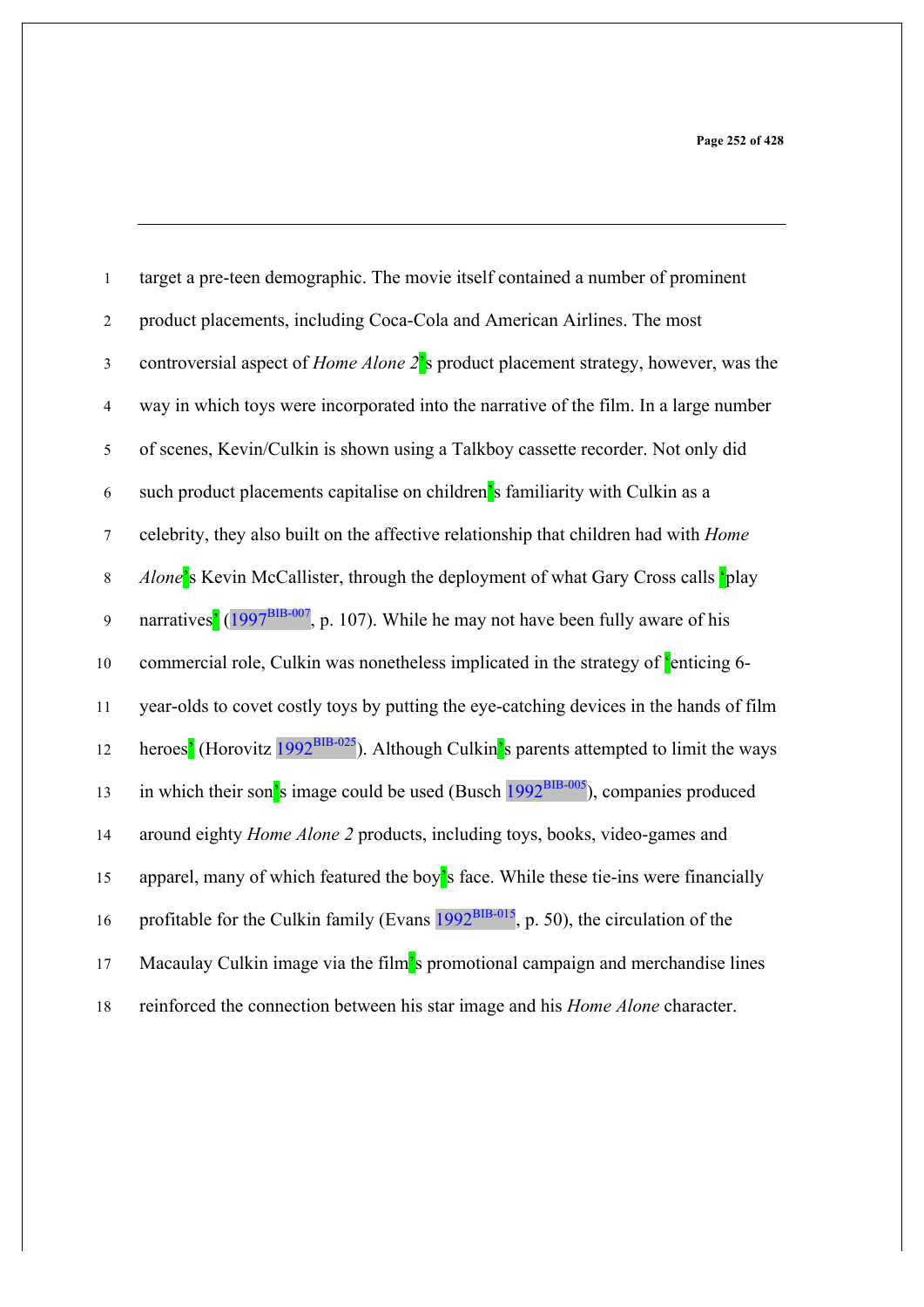target a pre-teen demographic. The movie itself contained a number of prominent product placements, including Coca-Cola and American Airlines. The most controversial aspect of *Home Alone 2*'s product placement strategy, however, was the way in which toys were incorporated into the narrative of the film. In a large number of scenes, Kevin/Culkin is shown using a Talkboy cassette recorder. Not only did such product placements capitalise on children's familiarity with Culkin as a celebrity, they also built on the affective relationship that children had with *Home Alone*'s Kevin McCallister, through the deployment of what Gary Cross calls 'play narratives' (1997, p. 107). While he may not have been fully aware of his commercial role, Culkin was nonetheless implicated in the strategy of 'enticing 6-year-olds to covet costly toys by putting the eye-catching devices in the hands of film heroes' (Horovitz 1992). Although Culkin's parents attempted to limit the ways in which their son's image could be used (Busch 1992), companies produced around eighty *Home Alone 2* products, including toys, books, video-games and apparel, many of which featured the boy's face. While these tie-ins were financially profitable for the Culkin family (Evans 1992, p. 50), the circulation of the Macaulay Culkin image via the film's promotional campaign and merchandise lines reinforced the connection between his star image and his *Home Alone* character.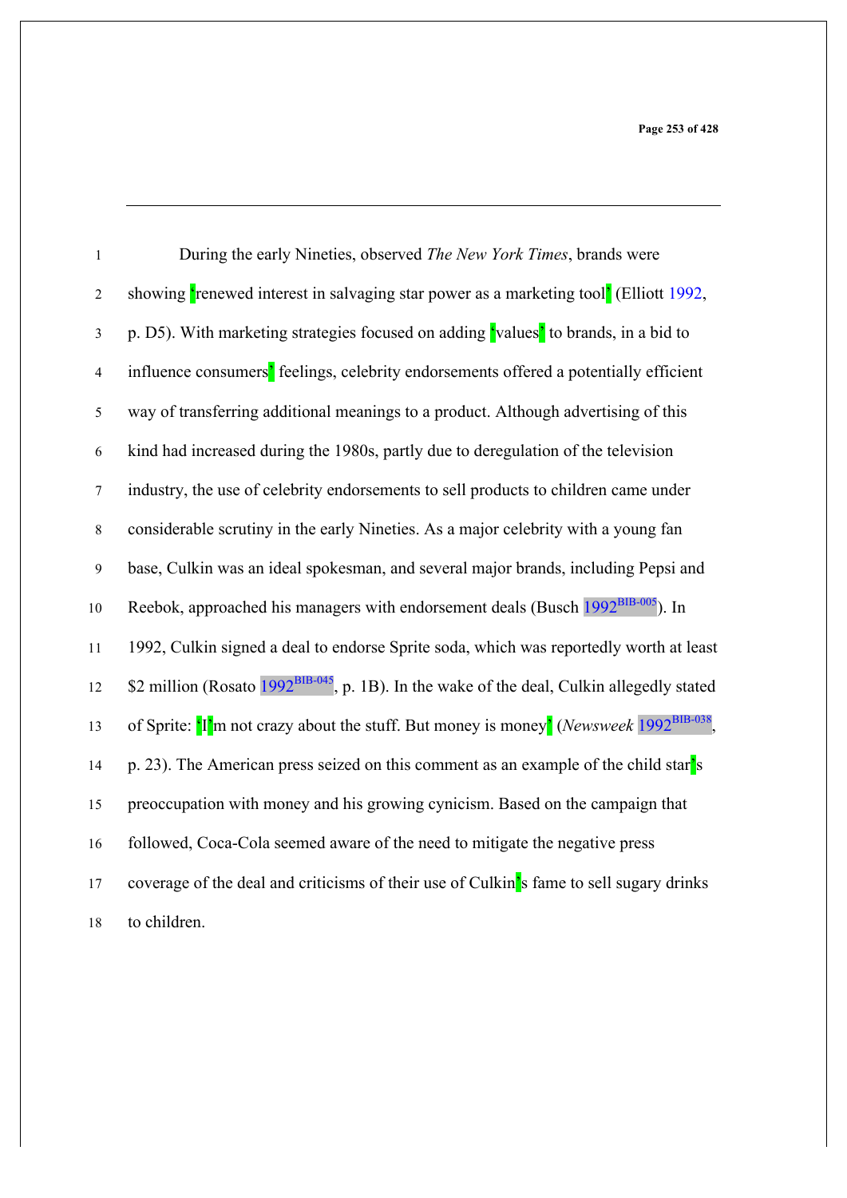During the early Nineties, observed *The New York Times*, brands were showing 'renewed interest in salvaging star power as a marketing tool' (Elliott 1992, p. D5). With marketing strategies focused on adding 'values' to brands, in a bid to influence consumers' feelings, celebrity endorsements offered a potentially efficient way of transferring additional meanings to a product. Although advertising of this kind had increased during the 1980s, partly due to deregulation of the television industry, the use of celebrity endorsements to sell products to children came under considerable scrutiny in the early Nineties. As a major celebrity with a young fan base, Culkin was an ideal spokesman, and several major brands, including Pepsi and Reebok, approached his managers with endorsement deals (Busch 1992[BIB-005]). In 1992, Culkin signed a deal to endorse Sprite soda, which was reportedly worth at least $2 million (Rosato 1992[BIB-045], p. 1B). In the wake of the deal, Culkin allegedly stated of Sprite: 'I'm not crazy about the stuff. But money is money' (*Newsweek* 1992[BIB-038], p. 23). The American press seized on this comment as an example of the child star's preoccupation with money and his growing cynicism. Based on the campaign that followed, Coca-Cola seemed aware of the need to mitigate the negative press coverage of the deal and criticisms of their use of Culkin's fame to sell sugary drinks to children.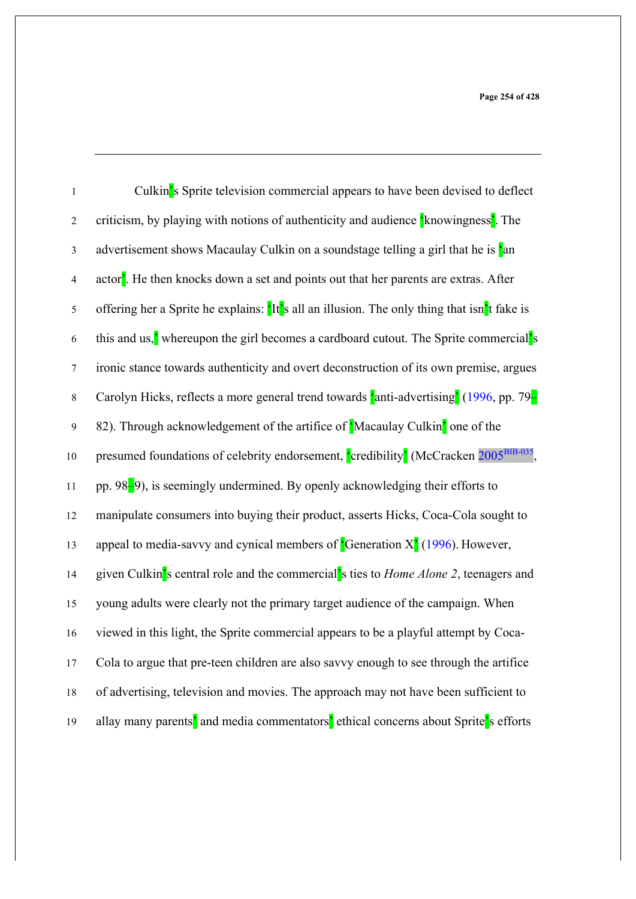Culkin's Sprite television commercial appears to have been devised to deflect criticism, by playing with notions of authenticity and audience 'knowingness'. The advertisement shows Macaulay Culkin on a soundstage telling a girl that he is 'an actor'. He then knocks down a set and points out that her parents are extras. After offering her a Sprite he explains: 'It's all an illusion. The only thing that isn't fake is this and us,' whereupon the girl becomes a cardboard cutout. The Sprite commercial's ironic stance towards authenticity and overt deconstruction of its own premise, argues Carolyn Hicks, reflects a more general trend towards 'anti-advertising' (1996, pp. 79–82). Through acknowledgement of the artifice of 'Macaulay Culkin' one of the presumed foundations of celebrity endorsement, 'credibility' (McCracken 2005, pp. 98–9), is seemingly undermined. By openly acknowledging their efforts to manipulate consumers into buying their product, asserts Hicks, Coca-Cola sought to appeal to media-savvy and cynical members of 'Generation X' (1996). However, given Culkin's central role and the commercial's ties to *Home Alone 2*, teenagers and young adults were clearly not the primary target audience of the campaign. When viewed in this light, the Sprite commercial appears to be a playful attempt by Coca-Cola to argue that pre-teen children are also savvy enough to see through the artifice of advertising, television and movies. The approach may not have been sufficient to allay many parents' and media commentators' ethical concerns about Sprite's efforts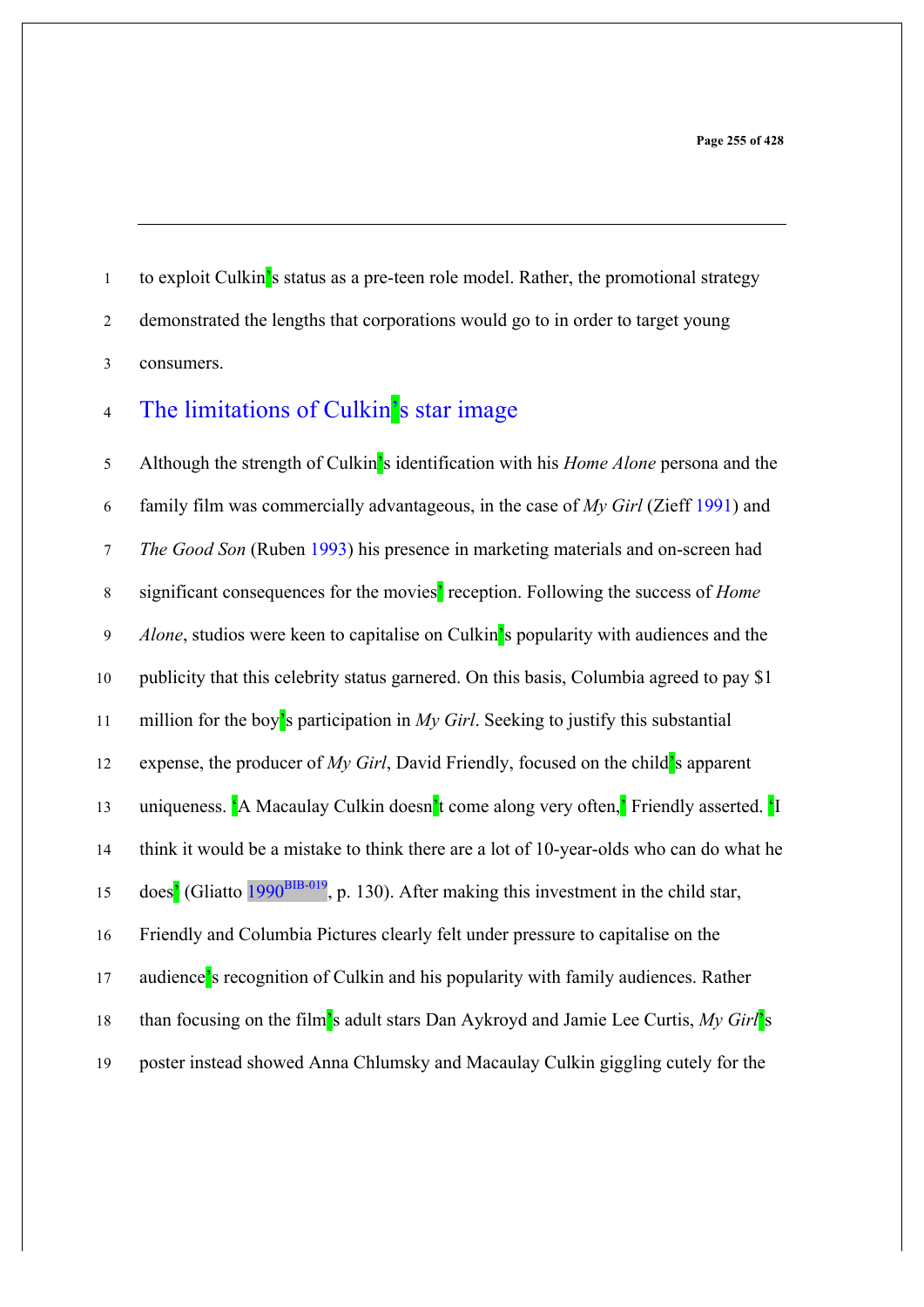to exploit Culkin's status as a pre-teen role model. Rather, the promotional strategy demonstrated the lengths that corporations would go to in order to target young consumers.

## The limitations of Culkin's star image

Although the strength of Culkin's identification with his *Home Alone* persona and the family film was commercially advantageous, in the case of *My Girl* (Zieff 1991) and *The Good Son* (Ruben 1993) his presence in marketing materials and on-screen had significant consequences for the movies' reception. Following the success of *Home Alone*, studios were keen to capitalise on Culkin's popularity with audiences and the publicity that this celebrity status garnered. On this basis, Columbia agreed to pay $1 million for the boy's participation in *My Girl*. Seeking to justify this substantial expense, the producer of *My Girl*, David Friendly, focused on the child's apparent uniqueness. 'A Macaulay Culkin doesn't come along very often,' Friendly asserted. 'I think it would be a mistake to think there are a lot of 10-year-olds who can do what he does' (Gliatto 1990[BIB-019], p. 130). After making this investment in the child star, Friendly and Columbia Pictures clearly felt under pressure to capitalise on the audience's recognition of Culkin and his popularity with family audiences. Rather than focusing on the film's adult stars Dan Aykroyd and Jamie Lee Curtis, *My Girl*'s poster instead showed Anna Chlumsky and Macaulay Culkin giggling cutely for the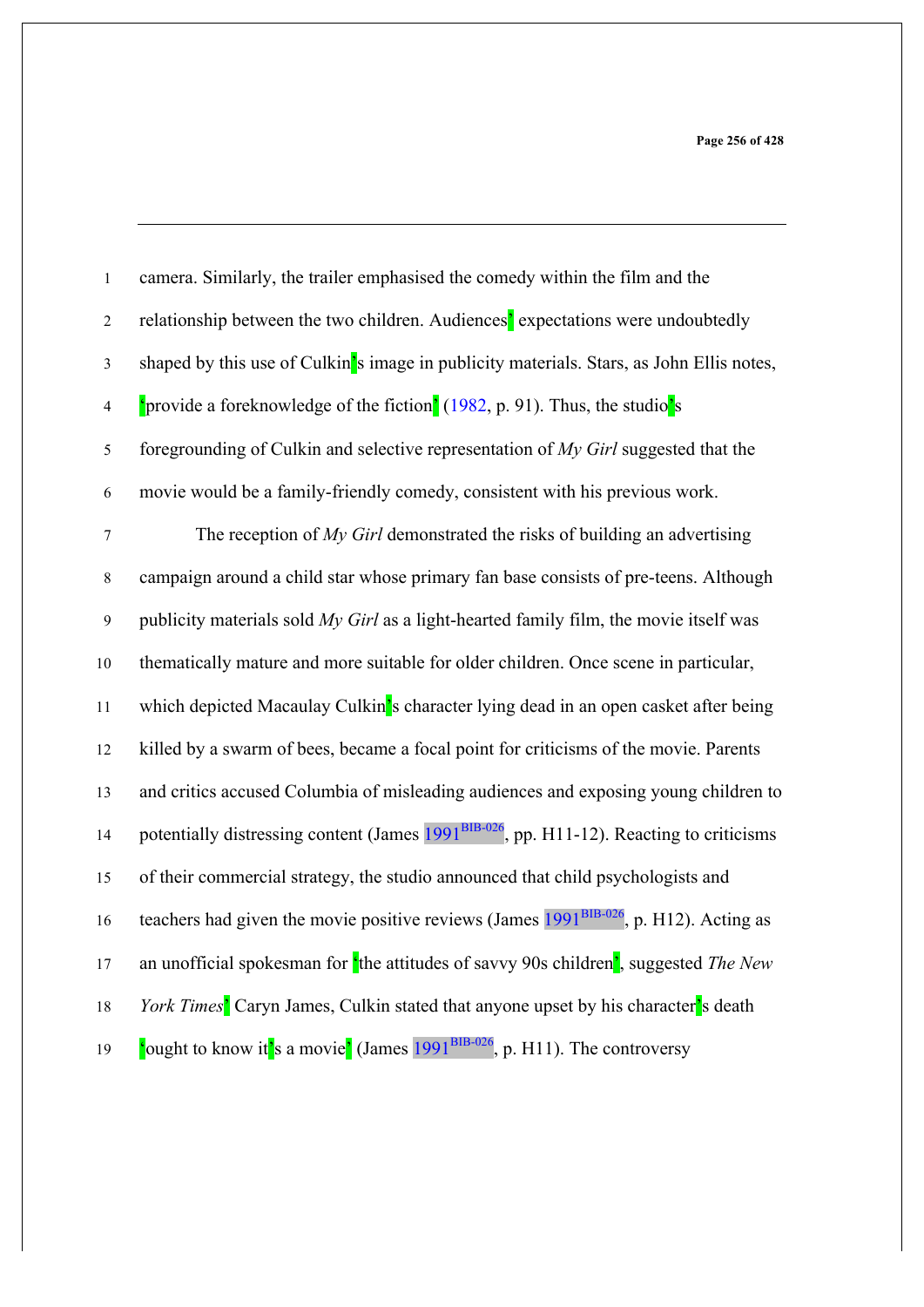camera. Similarly, the trailer emphasised the comedy within the film and the relationship between the two children. Audiences' expectations were undoubtedly shaped by this use of Culkin's image in publicity materials. Stars, as John Ellis notes, 'provide a foreknowledge of the fiction' (1982, p. 91). Thus, the studio's foregrounding of Culkin and selective representation of *My Girl* suggested that the movie would be a family-friendly comedy, consistent with his previous work.

The reception of *My Girl* demonstrated the risks of building an advertising campaign around a child star whose primary fan base consists of pre-teens. Although publicity materials sold *My Girl* as a light-hearted family film, the movie itself was thematically mature and more suitable for older children. Once scene in particular, which depicted Macaulay Culkin's character lying dead in an open casket after being killed by a swarm of bees, became a focal point for criticisms of the movie. Parents and critics accused Columbia of misleading audiences and exposing young children to potentially distressing content (James 1991[BIB-026], pp. H11-12). Reacting to criticisms of their commercial strategy, the studio announced that child psychologists and teachers had given the movie positive reviews (James 1991[BIB-026], p. H12). Acting as an unofficial spokesman for 'the attitudes of savvy 90s children', suggested *The New York Times*' Caryn James, Culkin stated that anyone upset by his character's death 'ought to know it's a movie' (James 1991[BIB-026], p. H11). The controversy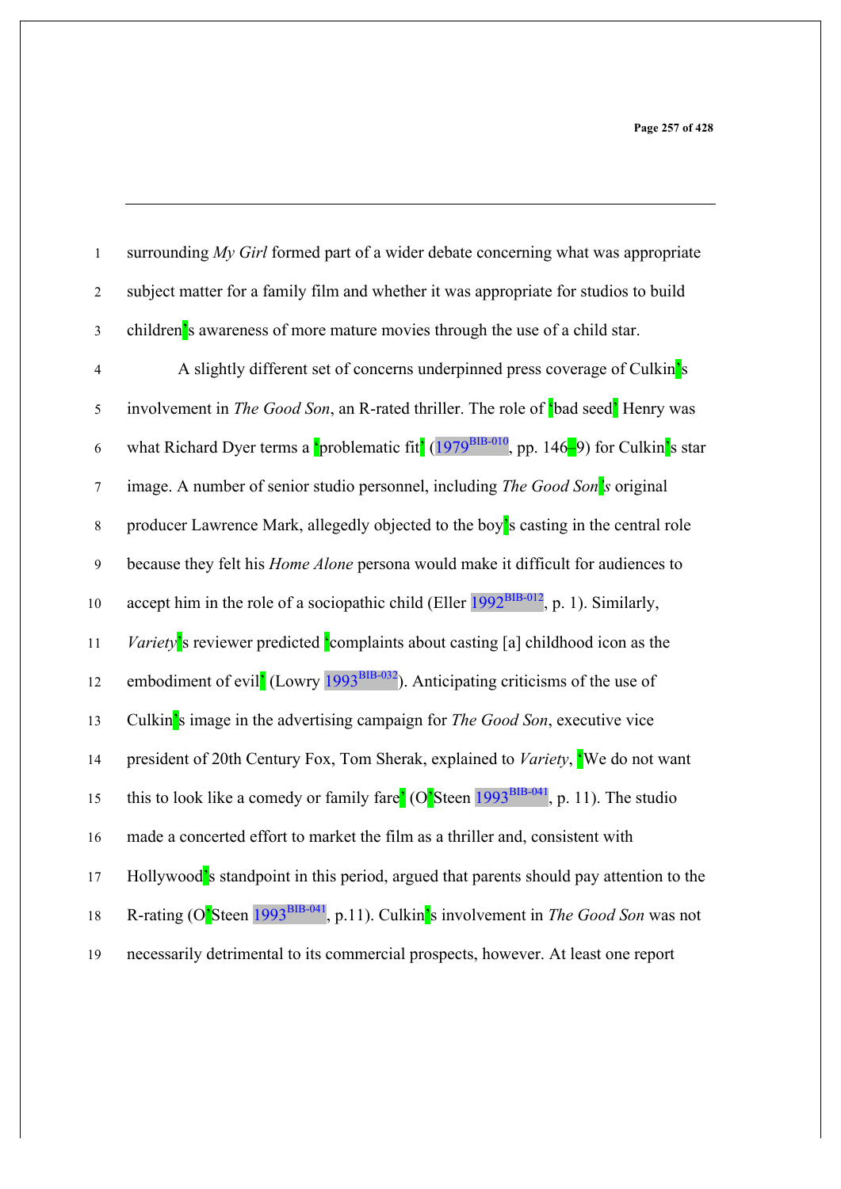surrounding *My Girl* formed part of a wider debate concerning what was appropriate subject matter for a family film and whether it was appropriate for studios to build children's awareness of more mature movies through the use of a child star.

A slightly different set of concerns underpinned press coverage of Culkin's involvement in *The Good Son*, an R-rated thriller. The role of 'bad seed' Henry was what Richard Dyer terms a 'problematic fit' (1979[BIB-010], pp. 146–9) for Culkin's star image. A number of senior studio personnel, including *The Good Son*'s original producer Lawrence Mark, allegedly objected to the boy's casting in the central role because they felt his *Home Alone* persona would make it difficult for audiences to accept him in the role of a sociopathic child (Eller 1992[BIB-012], p. 1). Similarly, *Variety*'s reviewer predicted 'complaints about casting [a] childhood icon as the embodiment of evil' (Lowry 1993[BIB-032]). Anticipating criticisms of the use of Culkin's image in the advertising campaign for *The Good Son*, executive vice president of 20th Century Fox, Tom Sherak, explained to *Variety*, 'We do not want this to look like a comedy or family fare' (O'Steen 1993[BIB-041], p. 11). The studio made a concerted effort to market the film as a thriller and, consistent with Hollywood's standpoint in this period, argued that parents should pay attention to the R-rating (O'Steen 1993[BIB-041], p.11). Culkin's involvement in *The Good Son* was not necessarily detrimental to its commercial prospects, however. At least one report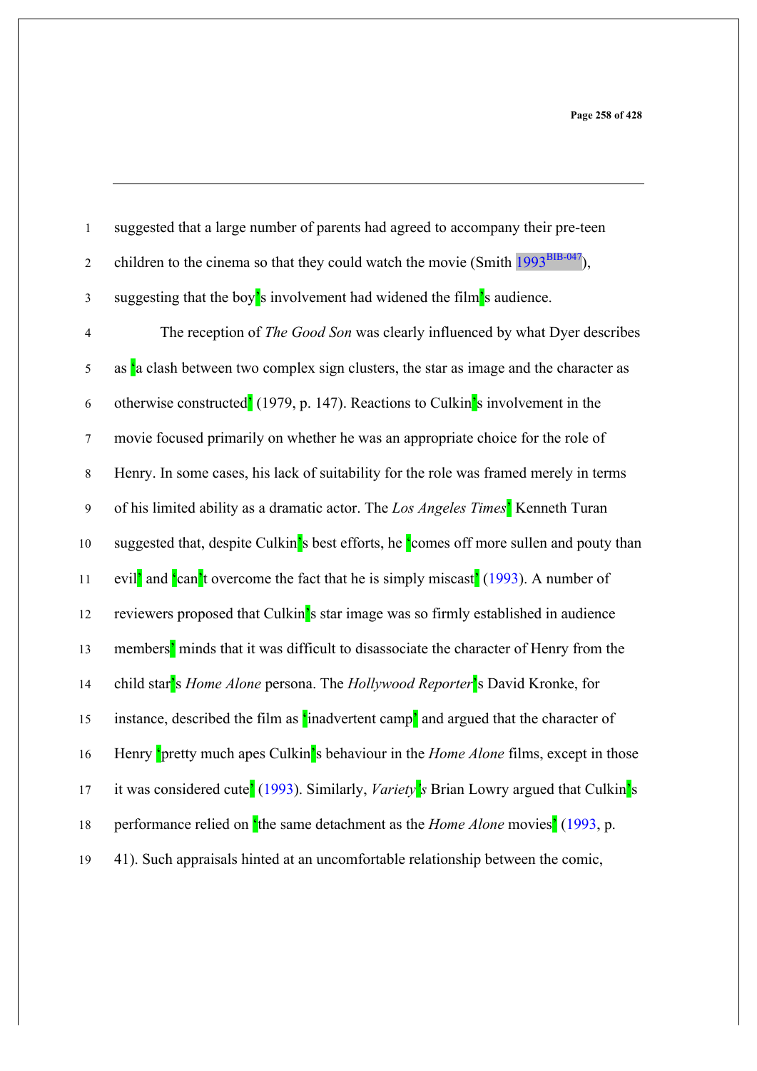suggested that a large number of parents had agreed to accompany their pre-teen children to the cinema so that they could watch the movie (Smith 1993),
suggesting that the boy's involvement had widened the film's audience.

The reception of *The Good Son* was clearly influenced by what Dyer describes as 'a clash between two complex sign clusters, the star as image and the character as otherwise constructed' (1979, p. 147). Reactions to Culkin's involvement in the movie focused primarily on whether he was an appropriate choice for the role of Henry. In some cases, his lack of suitability for the role was framed merely in terms of his limited ability as a dramatic actor. The *Los Angeles Times*' Kenneth Turan suggested that, despite Culkin's best efforts, he 'comes off more sullen and pouty than evil' and 'can't overcome the fact that he is simply miscast' (1993). A number of reviewers proposed that Culkin's star image was so firmly established in audience members' minds that it was difficult to disassociate the character of Henry from the child star's *Home Alone* persona. The *Hollywood Reporter*'s David Kronke, for instance, described the film as 'inadvertent camp' and argued that the character of Henry 'pretty much apes Culkin's behaviour in the *Home Alone* films, except in those it was considered cute' (1993). Similarly, *Variety*'s Brian Lowry argued that Culkin's performance relied on 'the same detachment as the *Home Alone* movies' (1993, p. 41). Such appraisals hinted at an uncomfortable relationship between the comic,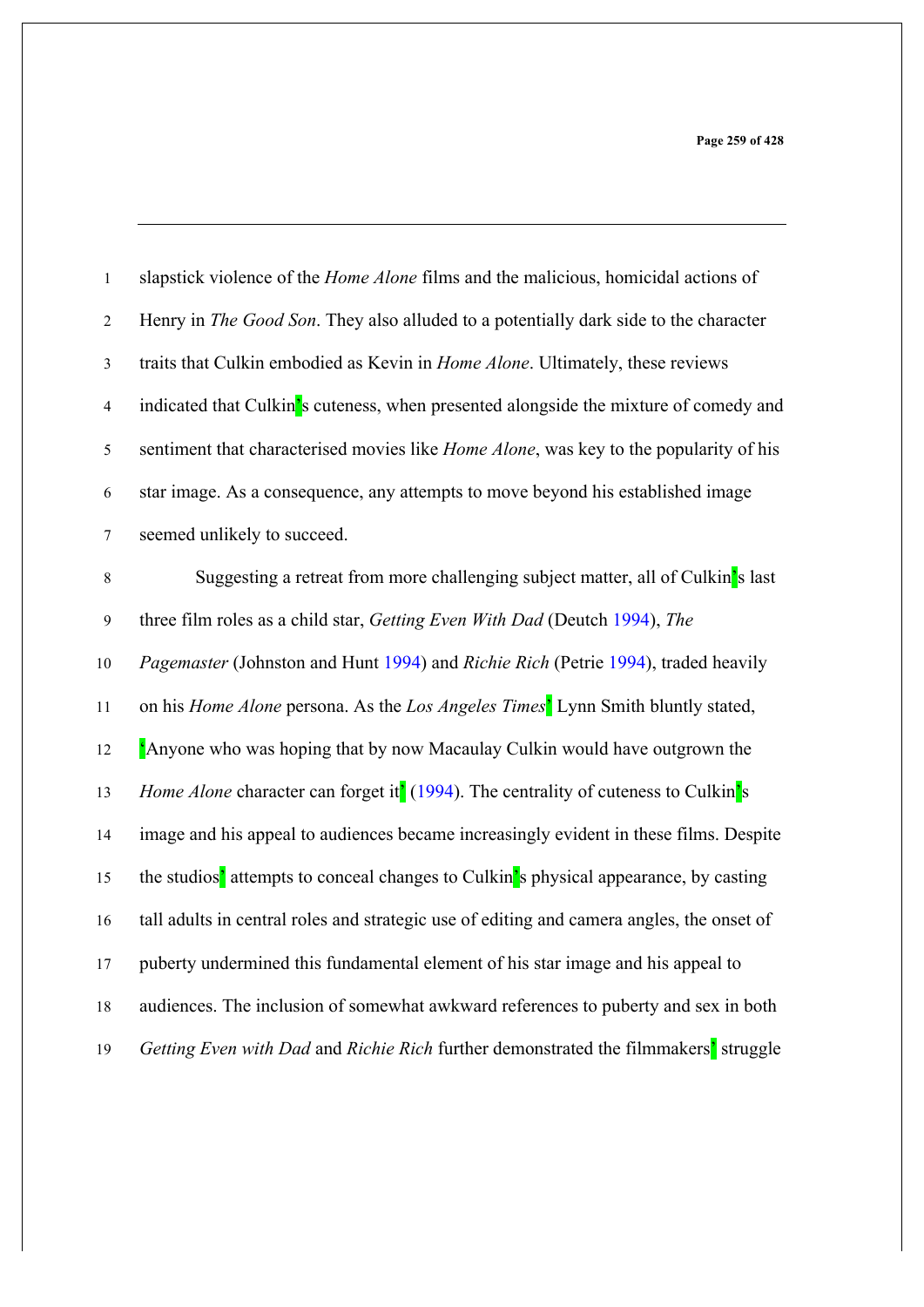slapstick violence of the *Home Alone* films and the malicious, homicidal actions of Henry in *The Good Son*. They also alluded to a potentially dark side to the character traits that Culkin embodied as Kevin in *Home Alone*. Ultimately, these reviews indicated that Culkin's cuteness, when presented alongside the mixture of comedy and sentiment that characterised movies like *Home Alone*, was key to the popularity of his star image. As a consequence, any attempts to move beyond his established image seemed unlikely to succeed.

Suggesting a retreat from more challenging subject matter, all of Culkin's last three film roles as a child star, *Getting Even With Dad* (Deutch 1994), *The Pagemaster* (Johnston and Hunt 1994) and *Richie Rich* (Petrie 1994), traded heavily on his *Home Alone* persona. As the *Los Angeles Times*' Lynn Smith bluntly stated, 'Anyone who was hoping that by now Macaulay Culkin would have outgrown the *Home Alone* character can forget it' (1994). The centrality of cuteness to Culkin's image and his appeal to audiences became increasingly evident in these films. Despite the studios' attempts to conceal changes to Culkin's physical appearance, by casting tall adults in central roles and strategic use of editing and camera angles, the onset of puberty undermined this fundamental element of his star image and his appeal to audiences. The inclusion of somewhat awkward references to puberty and sex in both *Getting Even with Dad* and *Richie Rich* further demonstrated the filmmakers' struggle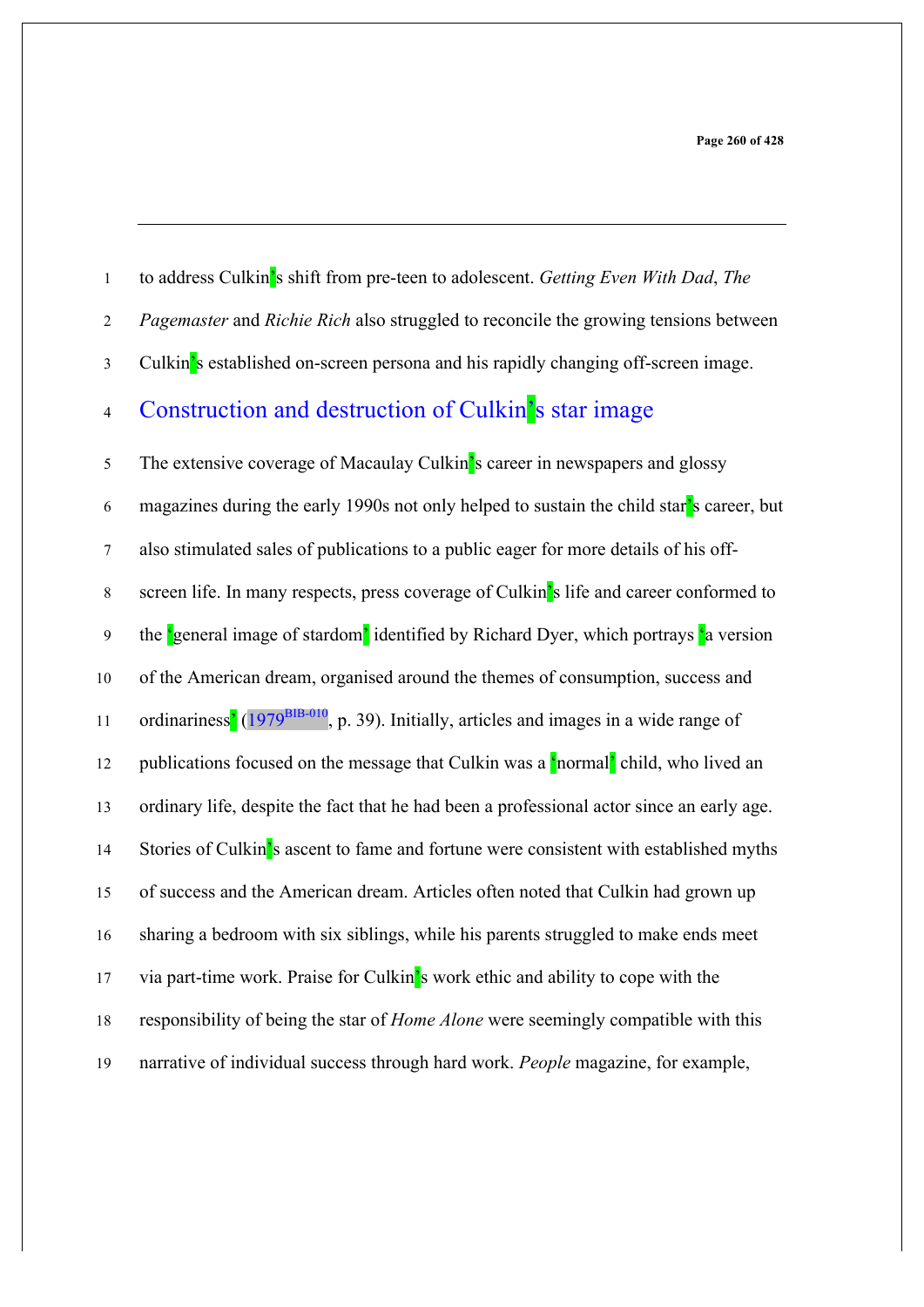to address Culkin's shift from pre-teen to adolescent. *Getting Even With Dad*, *The Pagemaster* and *Richie Rich* also struggled to reconcile the growing tensions between Culkin's established on-screen persona and his rapidly changing off-screen image.

## Construction and destruction of Culkin's star image

The extensive coverage of Macaulay Culkin's career in newspapers and glossy magazines during the early 1990s not only helped to sustain the child star's career, but also stimulated sales of publications to a public eager for more details of his off-screen life. In many respects, press coverage of Culkin's life and career conformed to the 'general image of stardom' identified by Richard Dyer, which portrays 'a version of the American dream, organised around the themes of consumption, success and ordinariness' (1979[BIB-010], p. 39). Initially, articles and images in a wide range of publications focused on the message that Culkin was a 'normal' child, who lived an ordinary life, despite the fact that he had been a professional actor since an early age. Stories of Culkin's ascent to fame and fortune were consistent with established myths of success and the American dream. Articles often noted that Culkin had grown up sharing a bedroom with six siblings, while his parents struggled to make ends meet via part-time work. Praise for Culkin's work ethic and ability to cope with the responsibility of being the star of *Home Alone* were seemingly compatible with this narrative of individual success through hard work. *People* magazine, for example,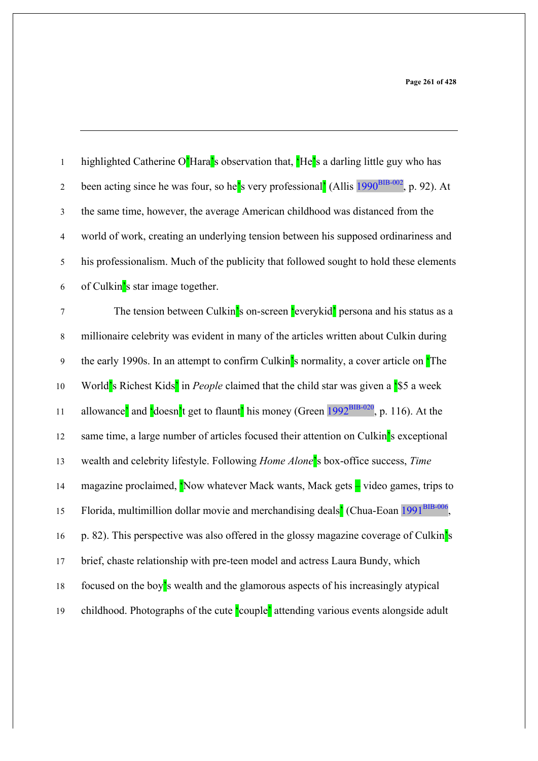highlighted Catherine O'Hara's observation that, 'He's a darling little guy who has been acting since he was four, so he's very professional' (Allis 1990, p. 92). At the same time, however, the average American childhood was distanced from the world of work, creating an underlying tension between his supposed ordinariness and his professionalism. Much of the publicity that followed sought to hold these elements of Culkin's star image together.

The tension between Culkin's on-screen 'everykid' persona and his status as a millionaire celebrity was evident in many of the articles written about Culkin during the early 1990s. In an attempt to confirm Culkin's normality, a cover article on 'The World's Richest Kids' in *People* claimed that the child star was given a '$5 a week allowance' and 'doesn't get to flaunt' his money (Green 1992, p. 116). At the same time, a large number of articles focused their attention on Culkin's exceptional wealth and celebrity lifestyle. Following *Home Alone*'s box-office success, *Time* magazine proclaimed, 'Now whatever Mack wants, Mack gets – video games, trips to Florida, multimillion dollar movie and merchandising deals' (Chua-Eoan 1991, p. 82). This perspective was also offered in the glossy magazine coverage of Culkin's brief, chaste relationship with pre-teen model and actress Laura Bundy, which focused on the boy's wealth and the glamorous aspects of his increasingly atypical childhood. Photographs of the cute 'couple' attending various events alongside adult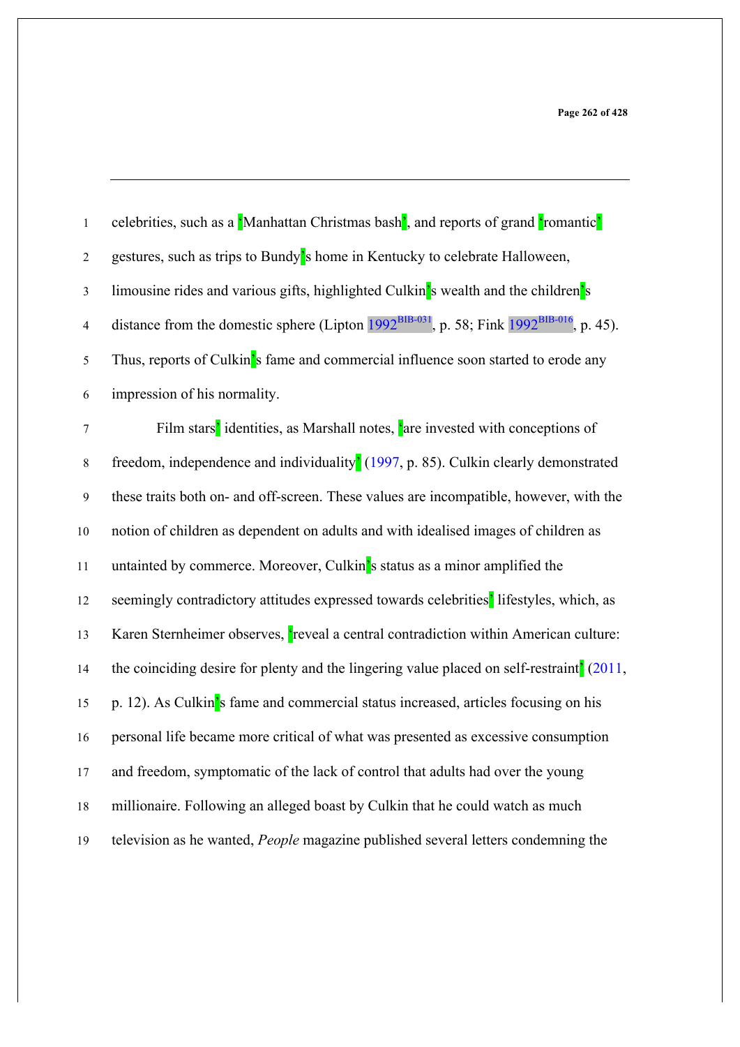celebrities, such as a 'Manhattan Christmas bash', and reports of grand 'romantic' gestures, such as trips to Bundy's home in Kentucky to celebrate Halloween, limousine rides and various gifts, highlighted Culkin's wealth and the children's distance from the domestic sphere (Lipton 1992, p. 58; Fink 1992, p. 45). Thus, reports of Culkin's fame and commercial influence soon started to erode any impression of his normality.

Film stars' identities, as Marshall notes, 'are invested with conceptions of freedom, independence and individuality' (1997, p. 85). Culkin clearly demonstrated these traits both on- and off-screen. These values are incompatible, however, with the notion of children as dependent on adults and with idealised images of children as untainted by commerce. Moreover, Culkin's status as a minor amplified the seemingly contradictory attitudes expressed towards celebrities' lifestyles, which, as Karen Sternheimer observes, 'reveal a central contradiction within American culture: the coinciding desire for plenty and the lingering value placed on self-restraint' (2011, p. 12). As Culkin's fame and commercial status increased, articles focusing on his personal life became more critical of what was presented as excessive consumption and freedom, symptomatic of the lack of control that adults had over the young millionaire. Following an alleged boast by Culkin that he could watch as much television as he wanted, *People* magazine published several letters condemning the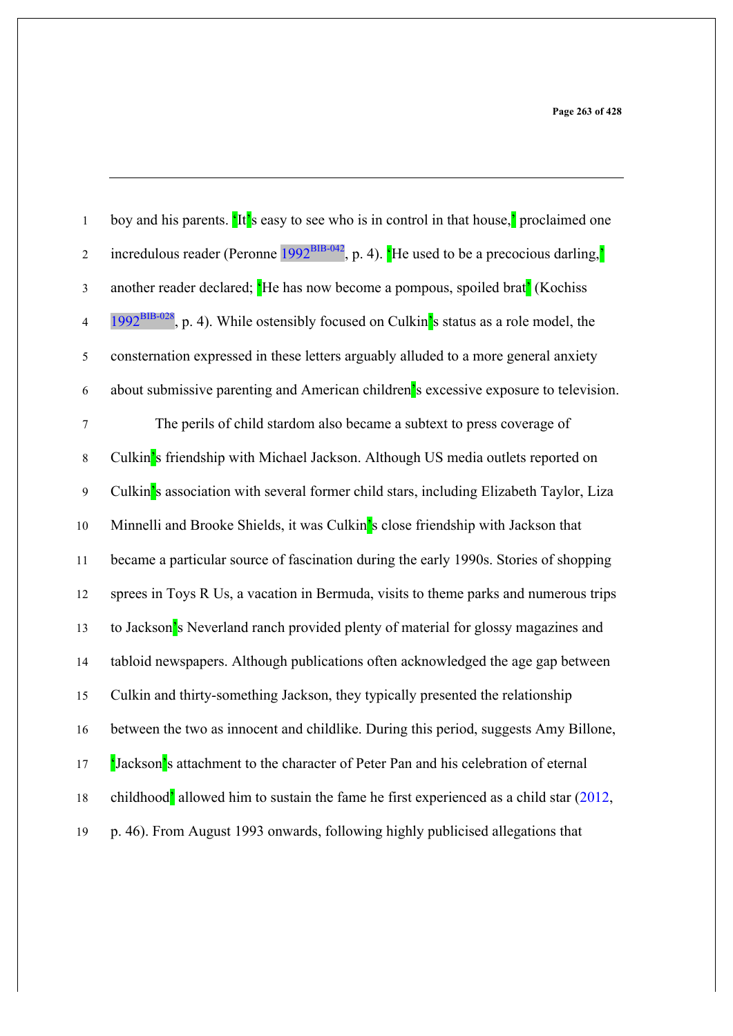boy and his parents. 'It's easy to see who is in control in that house,' proclaimed one incredulous reader (Peronne 1992[BIB-042], p. 4). 'He used to be a precocious darling,' another reader declared; 'He has now become a pompous, spoiled brat' (Kochiss 1992[BIB-028], p. 4). While ostensibly focused on Culkin's status as a role model, the consternation expressed in these letters arguably alluded to a more general anxiety about submissive parenting and American children's excessive exposure to television.

The perils of child stardom also became a subtext to press coverage of Culkin's friendship with Michael Jackson. Although US media outlets reported on Culkin's association with several former child stars, including Elizabeth Taylor, Liza Minnelli and Brooke Shields, it was Culkin's close friendship with Jackson that became a particular source of fascination during the early 1990s. Stories of shopping sprees in Toys R Us, a vacation in Bermuda, visits to theme parks and numerous trips to Jackson's Neverland ranch provided plenty of material for glossy magazines and tabloid newspapers. Although publications often acknowledged the age gap between Culkin and thirty-something Jackson, they typically presented the relationship between the two as innocent and childlike. During this period, suggests Amy Billone, 'Jackson's attachment to the character of Peter Pan and his celebration of eternal childhood' allowed him to sustain the fame he first experienced as a child star (2012, p. 46). From August 1993 onwards, following highly publicised allegations that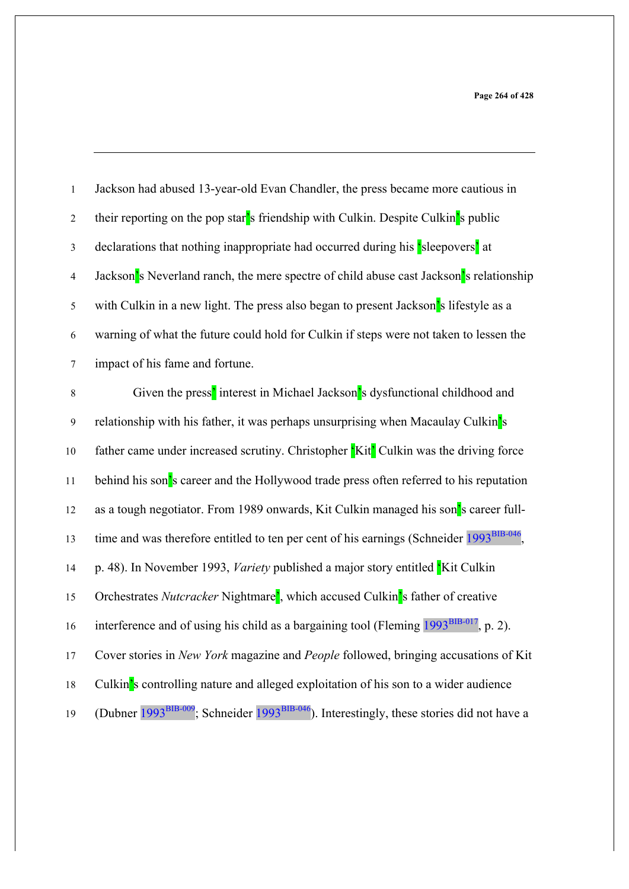Jackson had abused 13-year-old Evan Chandler, the press became more cautious in their reporting on the pop star's friendship with Culkin. Despite Culkin's public declarations that nothing inappropriate had occurred during his 'sleepovers' at Jackson's Neverland ranch, the mere spectre of child abuse cast Jackson's relationship with Culkin in a new light. The press also began to present Jackson's lifestyle as a warning of what the future could hold for Culkin if steps were not taken to lessen the impact of his fame and fortune.

Given the press' interest in Michael Jackson's dysfunctional childhood and relationship with his father, it was perhaps unsurprising when Macaulay Culkin's father came under increased scrutiny. Christopher 'Kit' Culkin was the driving force behind his son's career and the Hollywood trade press often referred to his reputation as a tough negotiator. From 1989 onwards, Kit Culkin managed his son's career full-time and was therefore entitled to ten per cent of his earnings (Schneider 1993, p. 48). In November 1993, *Variety* published a major story entitled 'Kit Culkin Orchestrates *Nutcracker* Nightmare', which accused Culkin's father of creative interference and of using his child as a bargaining tool (Fleming 1993, p. 2). Cover stories in *New York* magazine and *People* followed, bringing accusations of Kit Culkin's controlling nature and alleged exploitation of his son to a wider audience (Dubner 1993; Schneider 1993). Interestingly, these stories did not have a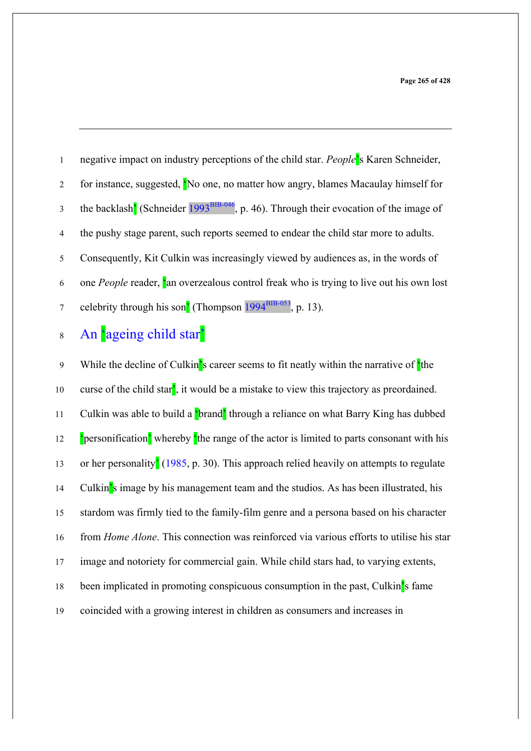negative impact on industry perceptions of the child star. *People*'s Karen Schneider, for instance, suggested, 'No one, no matter how angry, blames Macaulay himself for the backlash' (Schneider 1993[BIB-046], p. 46). Through their evocation of the image of the pushy stage parent, such reports seemed to endear the child star more to adults. Consequently, Kit Culkin was increasingly viewed by audiences as, in the words of one *People* reader, 'an overzealous control freak who is trying to live out his own lost celebrity through his son' (Thompson 1994[BIB-053], p. 13).

## An 'ageing child star'

While the decline of Culkin's career seems to fit neatly within the narrative of 'the curse of the child star', it would be a mistake to view this trajectory as preordained. Culkin was able to build a 'brand' through a reliance on what Barry King has dubbed 'personification' whereby 'the range of the actor is limited to parts consonant with his or her personality' (1985, p. 30). This approach relied heavily on attempts to regulate Culkin's image by his management team and the studios. As has been illustrated, his stardom was firmly tied to the family-film genre and a persona based on his character from *Home Alone*. This connection was reinforced via various efforts to utilise his star image and notoriety for commercial gain. While child stars had, to varying extents, been implicated in promoting conspicuous consumption in the past, Culkin's fame coincided with a growing interest in children as consumers and increases in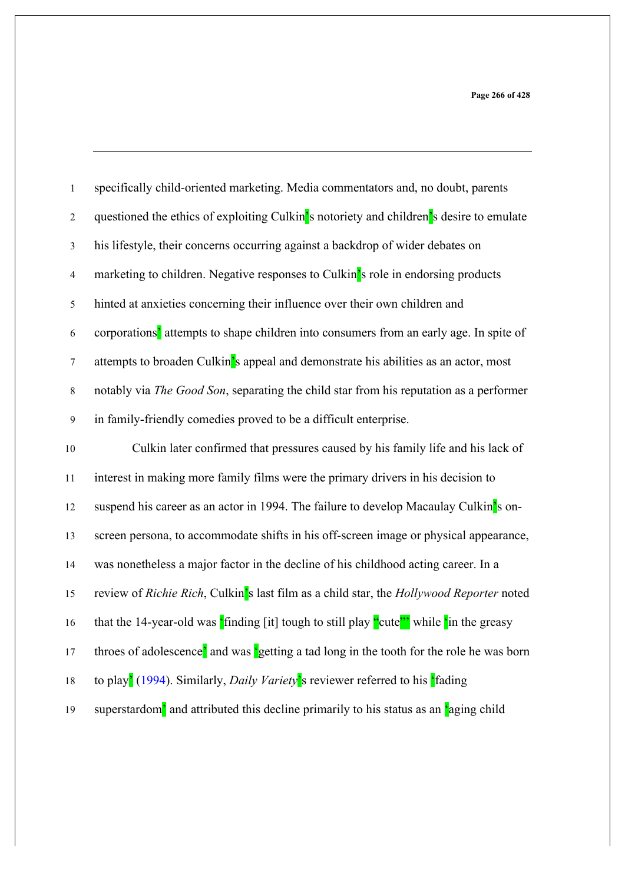specifically child-oriented marketing. Media commentators and, no doubt, parents questioned the ethics of exploiting Culkin's notoriety and children's desire to emulate his lifestyle, their concerns occurring against a backdrop of wider debates on marketing to children. Negative responses to Culkin's role in endorsing products hinted at anxieties concerning their influence over their own children and corporations' attempts to shape children into consumers from an early age. In spite of attempts to broaden Culkin's appeal and demonstrate his abilities as an actor, most notably via *The Good Son*, separating the child star from his reputation as a performer in family-friendly comedies proved to be a difficult enterprise.

Culkin later confirmed that pressures caused by his family life and his lack of interest in making more family films were the primary drivers in his decision to suspend his career as an actor in 1994. The failure to develop Macaulay Culkin's on-screen persona, to accommodate shifts in his off-screen image or physical appearance, was nonetheless a major factor in the decline of his childhood acting career. In a review of *Richie Rich*, Culkin's last film as a child star, the *Hollywood Reporter* noted that the 14-year-old was 'finding [it] tough to still play "cute"' while 'in the greasy throes of adolescence' and was 'getting a tad long in the tooth for the role he was born to play' (1994). Similarly, *Daily Variety*'s reviewer referred to his 'fading superstardom' and attributed this decline primarily to his status as an 'aging child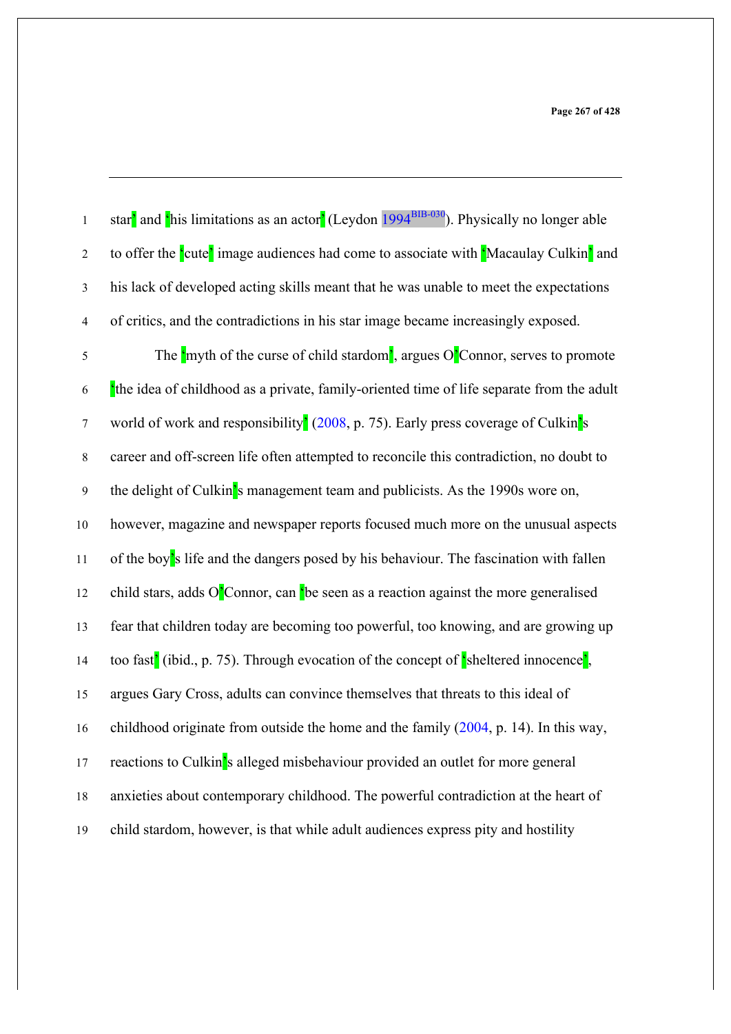star' and 'his limitations as an actor' (Leydon 1994[BIB-030]). Physically no longer able to offer the 'cute' image audiences had come to associate with 'Macaulay Culkin' and his lack of developed acting skills meant that he was unable to meet the expectations of critics, and the contradictions in his star image became increasingly exposed.

The 'myth of the curse of child stardom', argues O'Connor, serves to promote 'the idea of childhood as a private, family-oriented time of life separate from the adult world of work and responsibility' (2008, p. 75). Early press coverage of Culkin's career and off-screen life often attempted to reconcile this contradiction, no doubt to the delight of Culkin's management team and publicists. As the 1990s wore on, however, magazine and newspaper reports focused much more on the unusual aspects of the boy's life and the dangers posed by his behaviour. The fascination with fallen child stars, adds O'Connor, can 'be seen as a reaction against the more generalised fear that children today are becoming too powerful, too knowing, and are growing up too fast' (ibid., p. 75). Through evocation of the concept of 'sheltered innocence', argues Gary Cross, adults can convince themselves that threats to this ideal of childhood originate from outside the home and the family (2004, p. 14). In this way, reactions to Culkin's alleged misbehaviour provided an outlet for more general anxieties about contemporary childhood. The powerful contradiction at the heart of child stardom, however, is that while adult audiences express pity and hostility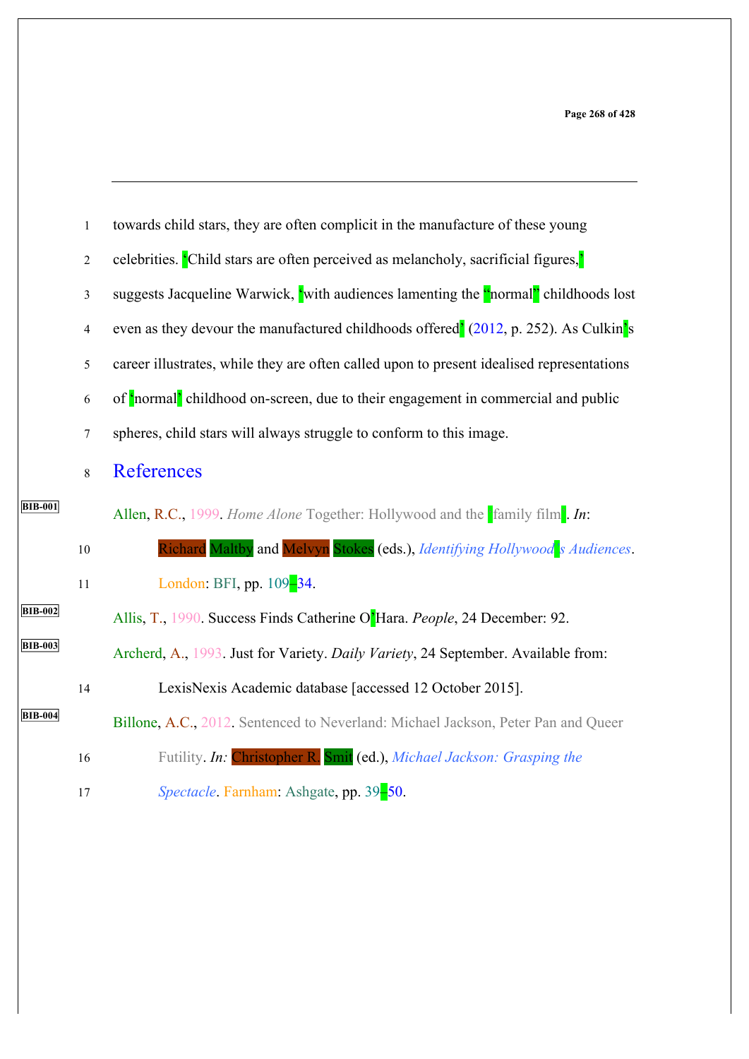towards child stars, they are often complicit in the manufacture of these young celebrities. ‘Child stars are often perceived as melancholy, sacrificial figures,’ suggests Jacqueline Warwick, ‘with audiences lamenting the “normal” childhoods lost even as they devour the manufactured childhoods offered’ (2012, p. 252). As Culkin’s career illustrates, while they are often called upon to present idealised representations of ‘normal’ childhood on-screen, due to their engagement in commercial and public spheres, child stars will always struggle to conform to this image.

# References

Allen, R.C., 1999. *Home Alone* Together: Hollywood and the ‘family film’. *In*: Richard Maltby and Melvyn Stokes (eds.), *Identifying Hollywood’s Audiences*. London: BFI, pp. 109–34.

Allis, T., 1990. Success Finds Catherine O’Hara. *People*, 24 December: 92.

Archerd, A., 1993. Just for Variety. *Daily Variety*, 24 September. Available from: LexisNexis Academic database [accessed 12 October 2015].

Billone, A.C., 2012. Sentenced to Neverland: Michael Jackson, Peter Pan and Queer Futility. *In:* Christopher R. Smit (ed.), *Michael Jackson: Grasping the Spectacle*. Farnham: Ashgate, pp. 39–50.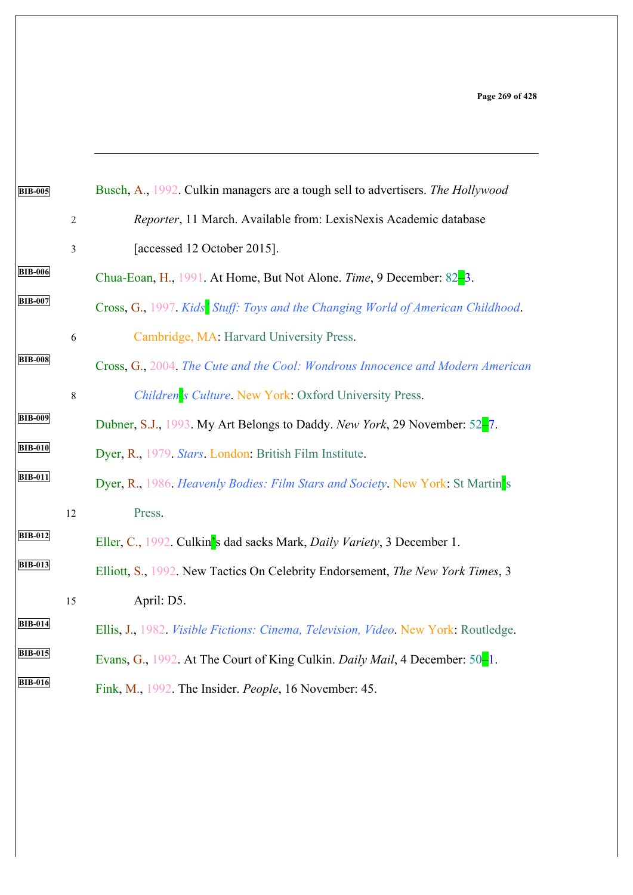Busch, A., 1992. Culkin managers are a tough sell to advertisers. *The Hollywood Reporter*, 11 March. Available from: LexisNexis Academic database [accessed 12 October 2015].

Chua-Eoan, H., 1991. At Home, But Not Alone. *Time*, 9 December: 82–3.

Cross, G., 1997. *Kids' Stuff: Toys and the Changing World of American Childhood*. Cambridge, MA: Harvard University Press.

Cross, G., 2004. *The Cute and the Cool: Wondrous Innocence and Modern American Children's Culture*. New York: Oxford University Press.

Dubner, S.J., 1993. My Art Belongs to Daddy. *New York*, 29 November: 52–7.

Dyer, R., 1979. *Stars*. London: British Film Institute.

Dyer, R., 1986. *Heavenly Bodies: Film Stars and Society*. New York: St Martin's Press.

Eller, C., 1992. Culkin's dad sacks Mark, *Daily Variety*, 3 December 1.

Elliott, S., 1992. New Tactics On Celebrity Endorsement, *The New York Times*, 3 April: D5.

Ellis, J., 1982. *Visible Fictions: Cinema, Television, Video*. New York: Routledge.

Evans, G., 1992. At The Court of King Culkin. *Daily Mail*, 4 December: 50–1.

Fink, M., 1992. The Insider. *People*, 16 November: 45.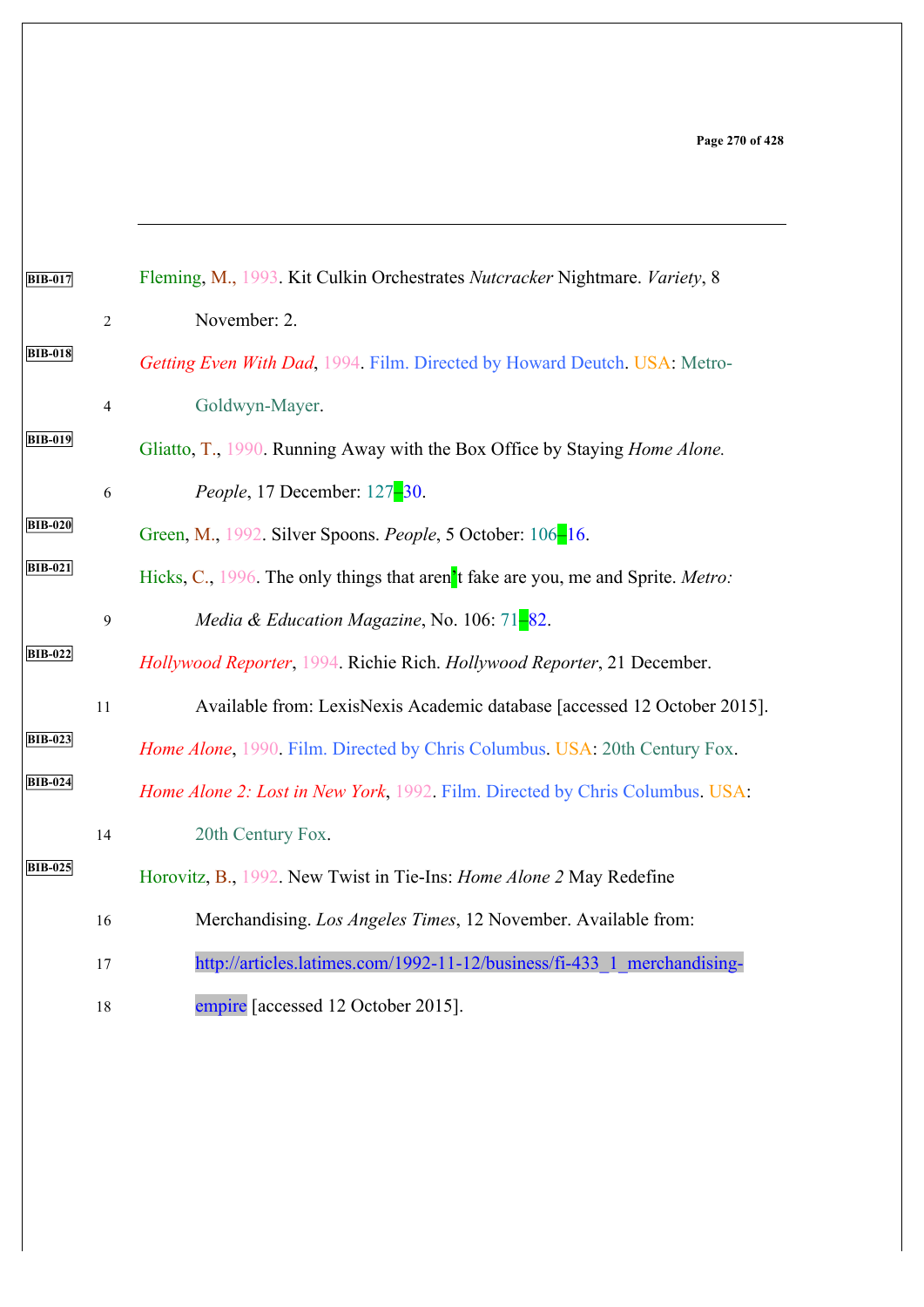Fleming, M., 1993. Kit Culkin Orchestrates *Nutcracker* Nightmare. *Variety*, 8 November: 2.

*Getting Even With Dad*, 1994. Film. Directed by Howard Deutch. USA: Metro-Goldwyn-Mayer.

Gliatto, T., 1990. Running Away with the Box Office by Staying *Home Alone. People*, 17 December: 127–30.

Green, M., 1992. Silver Spoons. *People*, 5 October: 106–16.

Hicks, C., 1996. The only things that aren't fake are you, me and Sprite. *Metro: Media & Education Magazine*, No. 106: 71–82.

*Hollywood Reporter*, 1994. Richie Rich. *Hollywood Reporter*, 21 December. Available from: LexisNexis Academic database [accessed 12 October 2015].

*Home Alone*, 1990. Film. Directed by Chris Columbus. USA: 20th Century Fox.

*Home Alone 2: Lost in New York*, 1992. Film. Directed by Chris Columbus. USA: 20th Century Fox.

Horovitz, B., 1992. New Twist in Tie-Ins: *Home Alone 2* May Redefine Merchandising. *Los Angeles Times*, 12 November. Available from: http://articles.latimes.com/1992-11-12/business/fi-433_1_merchandising-empire [accessed 12 October 2015].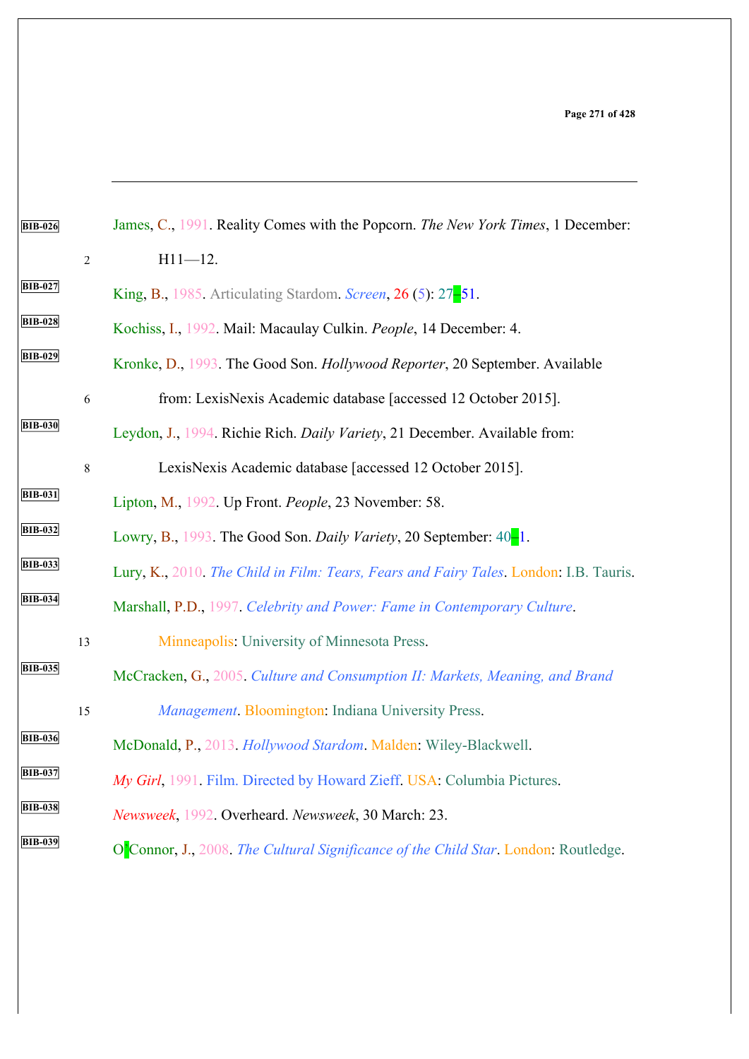James, C., 1991. Reality Comes with the Popcorn. *The New York Times*, 1 December: H11—12.

King, B., 1985. Articulating Stardom. *Screen*, 26 (5): 27–51.

Kochiss, I., 1992. Mail: Macaulay Culkin. *People*, 14 December: 4.

Kronke, D., 1993. The Good Son. *Hollywood Reporter*, 20 September. Available from: LexisNexis Academic database [accessed 12 October 2015].

Leydon, J., 1994. Richie Rich. *Daily Variety*, 21 December. Available from: LexisNexis Academic database [accessed 12 October 2015].

Lipton, M., 1992. Up Front. *People*, 23 November: 58.

Lowry, B., 1993. The Good Son. *Daily Variety*, 20 September: 40–1.

Lury, K., 2010. *The Child in Film: Tears, Fears and Fairy Tales*. London: I.B. Tauris.

Marshall, P.D., 1997. *Celebrity and Power: Fame in Contemporary Culture*. Minneapolis: University of Minnesota Press.

McCracken, G., 2005. *Culture and Consumption II: Markets, Meaning, and Brand Management*. Bloomington: Indiana University Press.

McDonald, P., 2013. *Hollywood Stardom*. Malden: Wiley-Blackwell.

*My Girl*, 1991. Film. Directed by Howard Zieff. USA: Columbia Pictures.

*Newsweek*, 1992. Overheard. *Newsweek*, 30 March: 23.

O'Connor, J., 2008. *The Cultural Significance of the Child Star*. London: Routledge.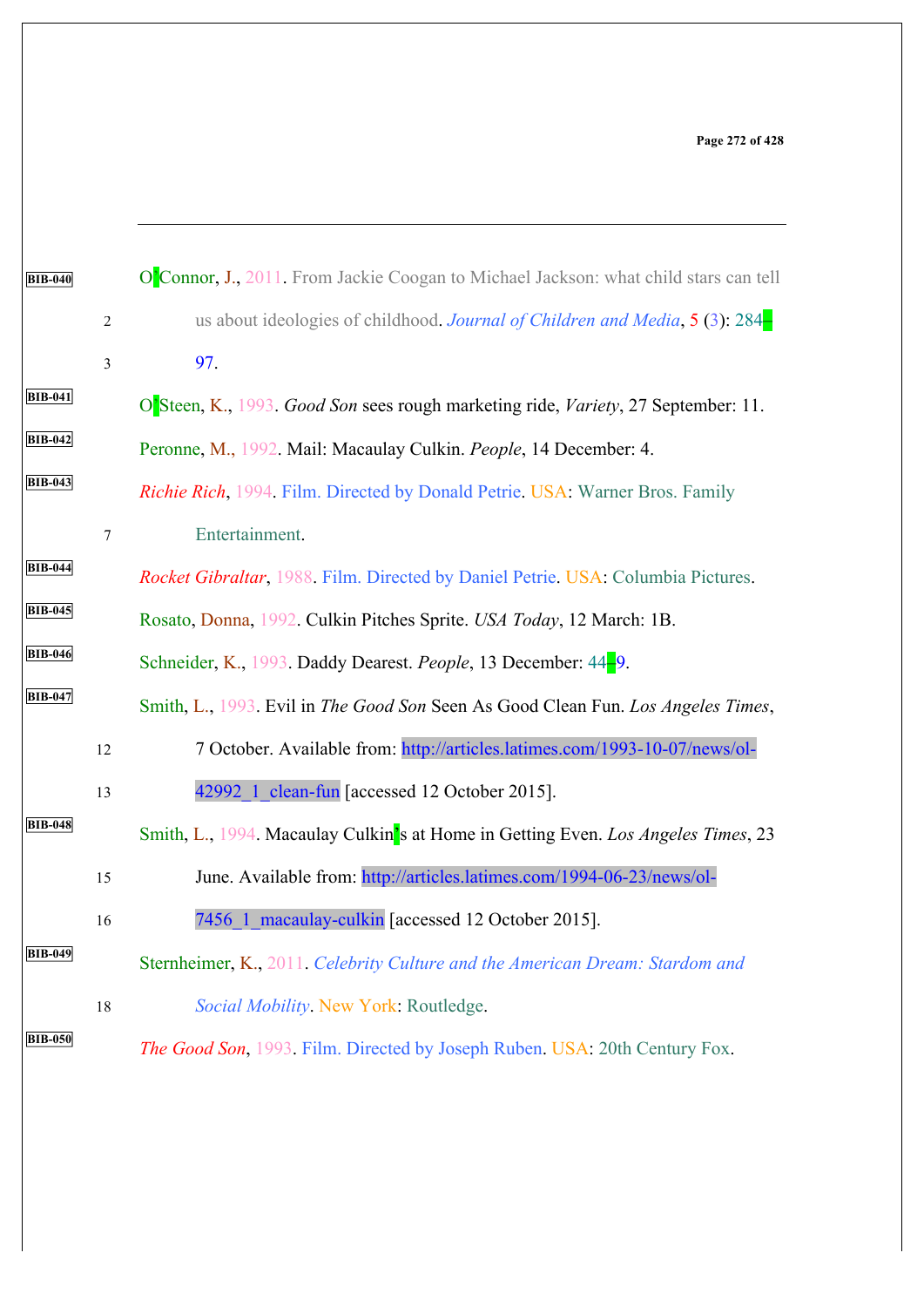O'Connor, J., 2011. From Jackie Coogan to Michael Jackson: what child stars can tell us about ideologies of childhood. *Journal of Children and Media*, 5 (3): 284–97.

O'Steen, K., 1993. *Good Son* sees rough marketing ride, *Variety*, 27 September: 11.

Peronne, M., 1992. Mail: Macaulay Culkin. *People*, 14 December: 4.

*Richie Rich*, 1994. Film. Directed by Donald Petrie. USA: Warner Bros. Family Entertainment.

*Rocket Gibraltar*, 1988. Film. Directed by Daniel Petrie. USA: Columbia Pictures.

Rosato, Donna, 1992. Culkin Pitches Sprite. *USA Today*, 12 March: 1B.

Schneider, K., 1993. Daddy Dearest. *People*, 13 December: 44–9.

Smith, L., 1993. Evil in *The Good Son* Seen As Good Clean Fun. *Los Angeles Times*, 7 October. Available from: http://articles.latimes.com/1993-10-07/news/ol-42992_1_clean-fun [accessed 12 October 2015].

Smith, L., 1994. Macaulay Culkin's at Home in Getting Even. *Los Angeles Times*, 23 June. Available from: http://articles.latimes.com/1994-06-23/news/ol-7456_1_macaulay-culkin [accessed 12 October 2015].

Sternheimer, K., 2011. *Celebrity Culture and the American Dream: Stardom and Social Mobility*. New York: Routledge.

*The Good Son*, 1993. Film. Directed by Joseph Ruben. USA: 20th Century Fox.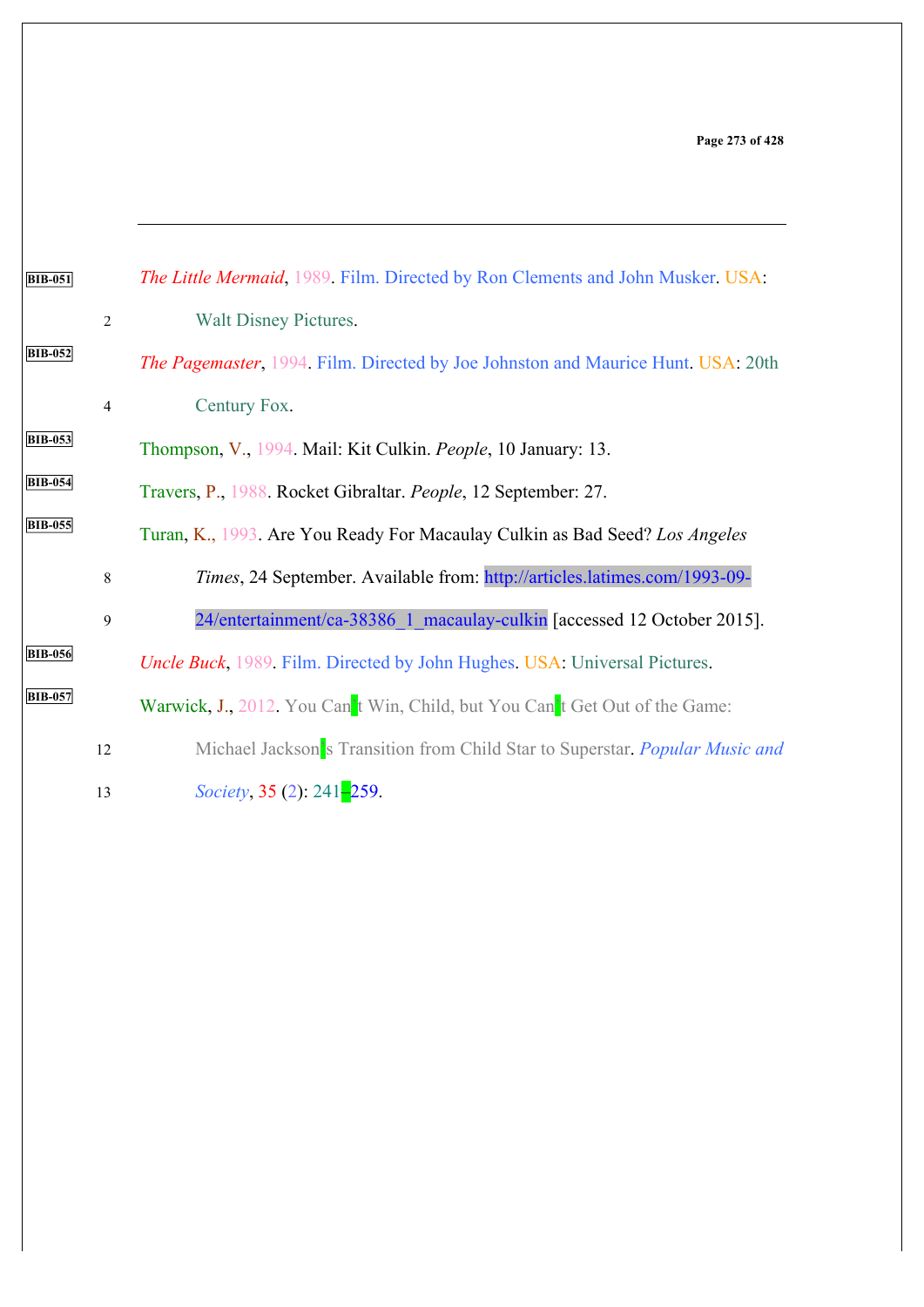*The Little Mermaid*, 1989. Film. Directed by Ron Clements and John Musker. USA: Walt Disney Pictures.

*The Pagemaster*, 1994. Film. Directed by Joe Johnston and Maurice Hunt. USA: 20th Century Fox.

Thompson, V., 1994. Mail: Kit Culkin. *People*, 10 January: 13.

Travers, P., 1988. Rocket Gibraltar. *People*, 12 September: 27.

Turan, K., 1993. Are You Ready For Macaulay Culkin as Bad Seed? *Los Angeles Times*, 24 September. Available from: http://articles.latimes.com/1993-09-24/entertainment/ca-38386_1_macaulay-culkin [accessed 12 October 2015].

*Uncle Buck*, 1989. Film. Directed by John Hughes. USA: Universal Pictures.

Warwick, J., 2012. You Can't Win, Child, but You Can't Get Out of the Game: Michael Jackson's Transition from Child Star to Superstar. *Popular Music and Society*, 35 (2): 241–259.